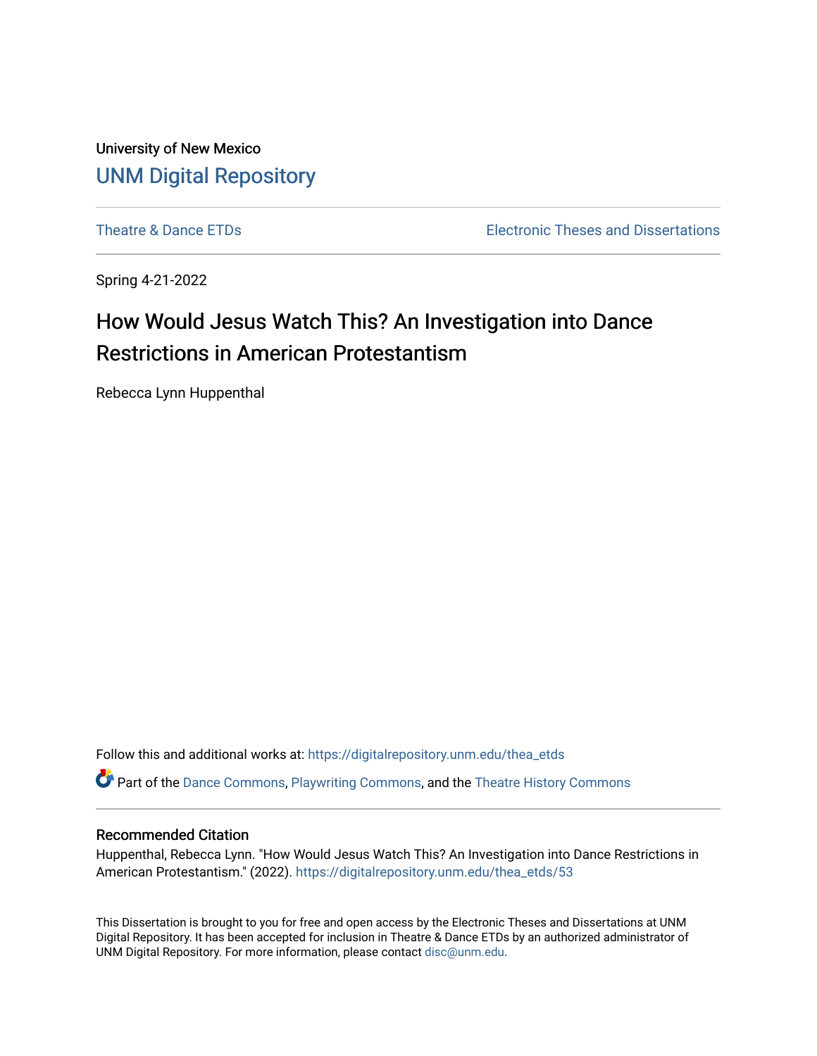University of New Mexico

# UNM Digital Repository

Theatre & Dance ETDs

Electronic Theses and Dissertations

Spring 4-21-2022

## How Would Jesus Watch This? An Investigation into Dance Restrictions in American Protestantism

Rebecca Lynn Huppenthal

Follow this and additional works at: https://digitalrepository.unm.edu/thea_etds

Part of the Dance Commons, Playwriting Commons, and the Theatre History Commons

### Recommended Citation

Huppenthal, Rebecca Lynn. "How Would Jesus Watch This? An Investigation into Dance Restrictions in American Protestantism." (2022). https://digitalrepository.unm.edu/thea_etds/53

This Dissertation is brought to you for free and open access by the Electronic Theses and Dissertations at UNM Digital Repository. It has been accepted for inclusion in Theatre & Dance ETDs by an authorized administrator of UNM Digital Repository. For more information, please contact disc@unm.edu.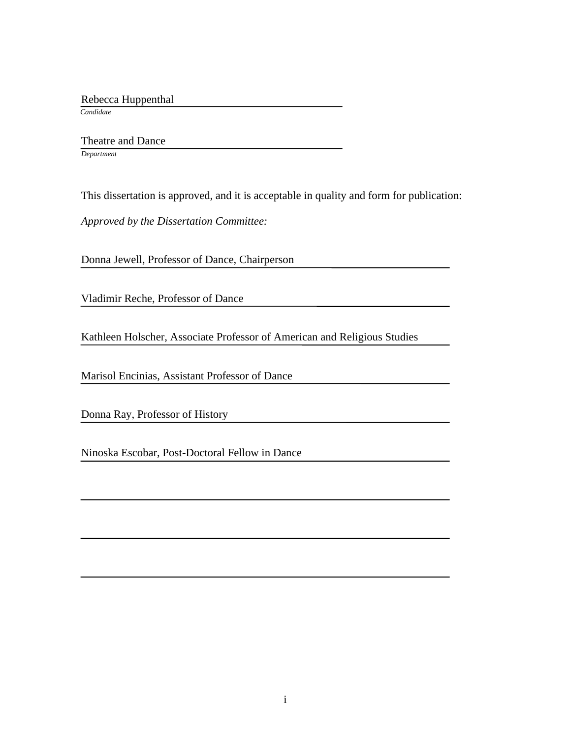Rebecca Huppenthal

*Candidate*

Theatre and Dance

*Department*

This dissertation is approved, and it is acceptable in quality and form for publication:

*Approved by the Dissertation Committee:*

Donna Jewell, Professor of Dance, Chairperson

Vladimir Reche, Professor of Dance

Kathleen Holscher, Associate Professor of American and Religious Studies

Marisol Encinias, Assistant Professor of Dance

Donna Ray, Professor of History

Ninoska Escobar, Post-Doctoral Fellow in Dance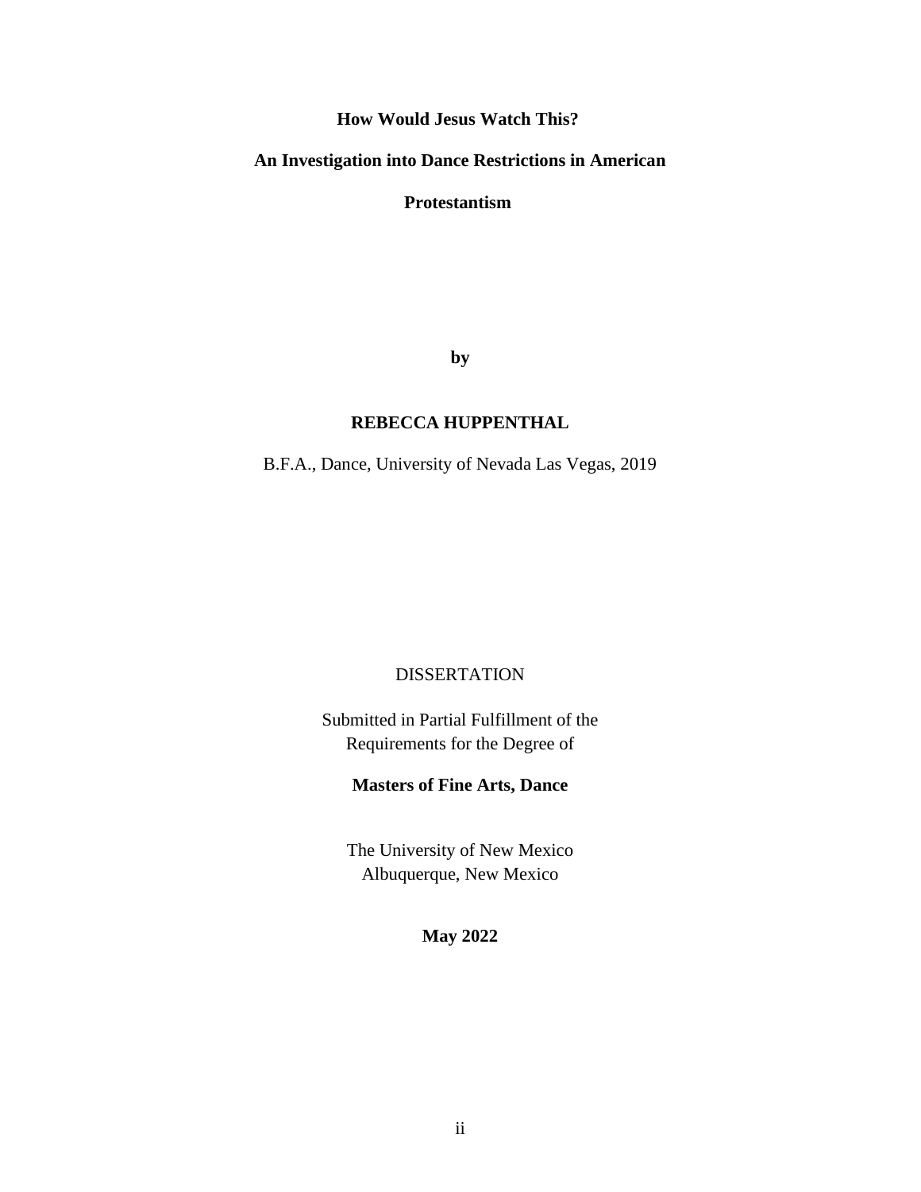**How Would Jesus Watch This?**

**An Investigation into Dance Restrictions in American Protestantism**

**by**

**REBECCA HUPPENTHAL**

B.F.A., Dance, University of Nevada Las Vegas, 2019

DISSERTATION

Submitted in Partial Fulfillment of the
Requirements for the Degree of

**Masters of Fine Arts, Dance**

The University of New Mexico
Albuquerque, New Mexico

**May 2022**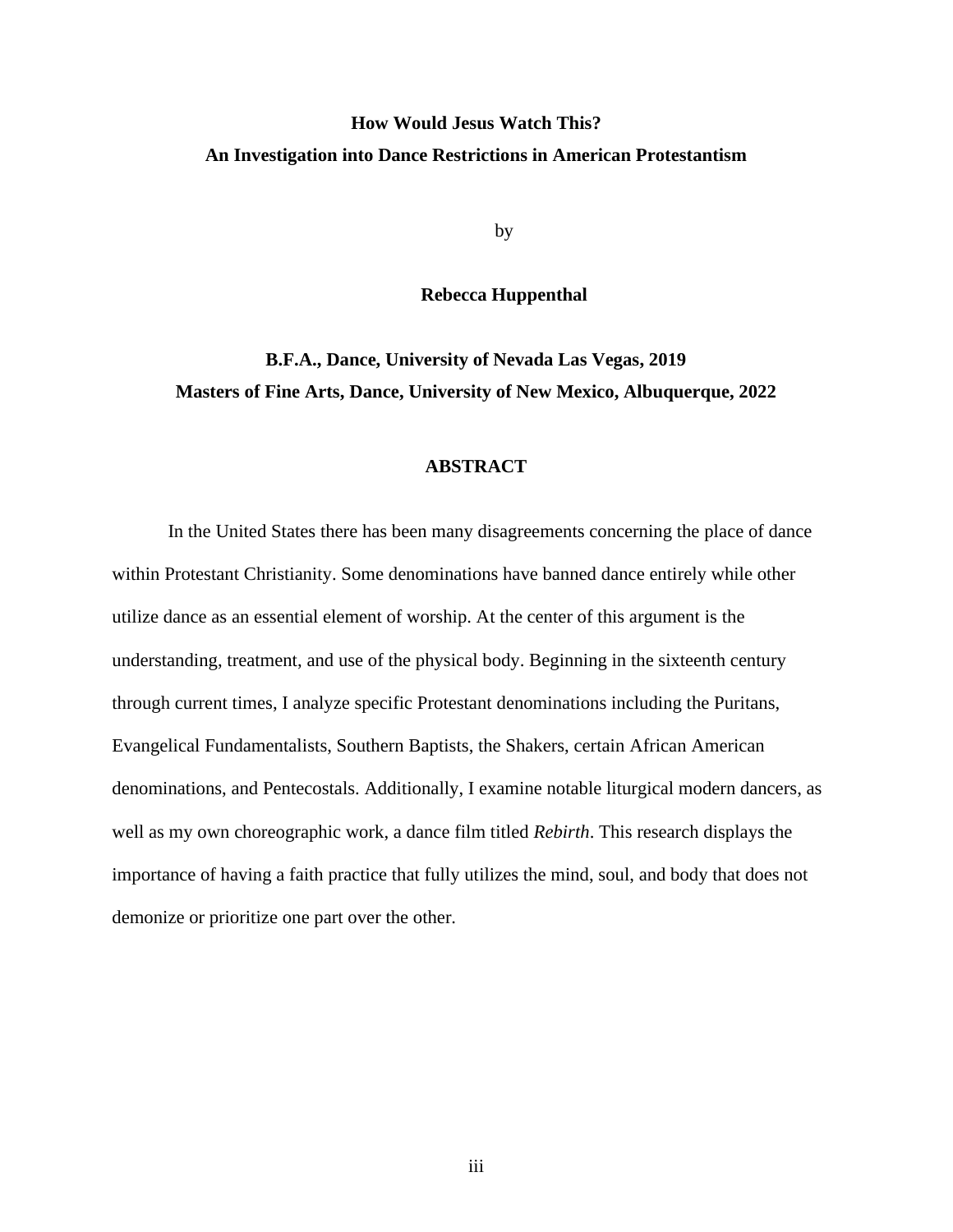**How Would Jesus Watch This?**

**An Investigation into Dance Restrictions in American Protestantism**

by

**Rebecca Huppenthal**

**B.F.A., Dance, University of Nevada Las Vegas, 2019**

**Masters of Fine Arts, Dance, University of New Mexico, Albuquerque, 2022**

## ABSTRACT

In the United States there has been many disagreements concerning the place of dance within Protestant Christianity. Some denominations have banned dance entirely while other utilize dance as an essential element of worship. At the center of this argument is the understanding, treatment, and use of the physical body. Beginning in the sixteenth century through current times, I analyze specific Protestant denominations including the Puritans, Evangelical Fundamentalists, Southern Baptists, the Shakers, certain African American denominations, and Pentecostals. Additionally, I examine notable liturgical modern dancers, as well as my own choreographic work, a dance film titled *Rebirth*. This research displays the importance of having a faith practice that fully utilizes the mind, soul, and body that does not demonize or prioritize one part over the other.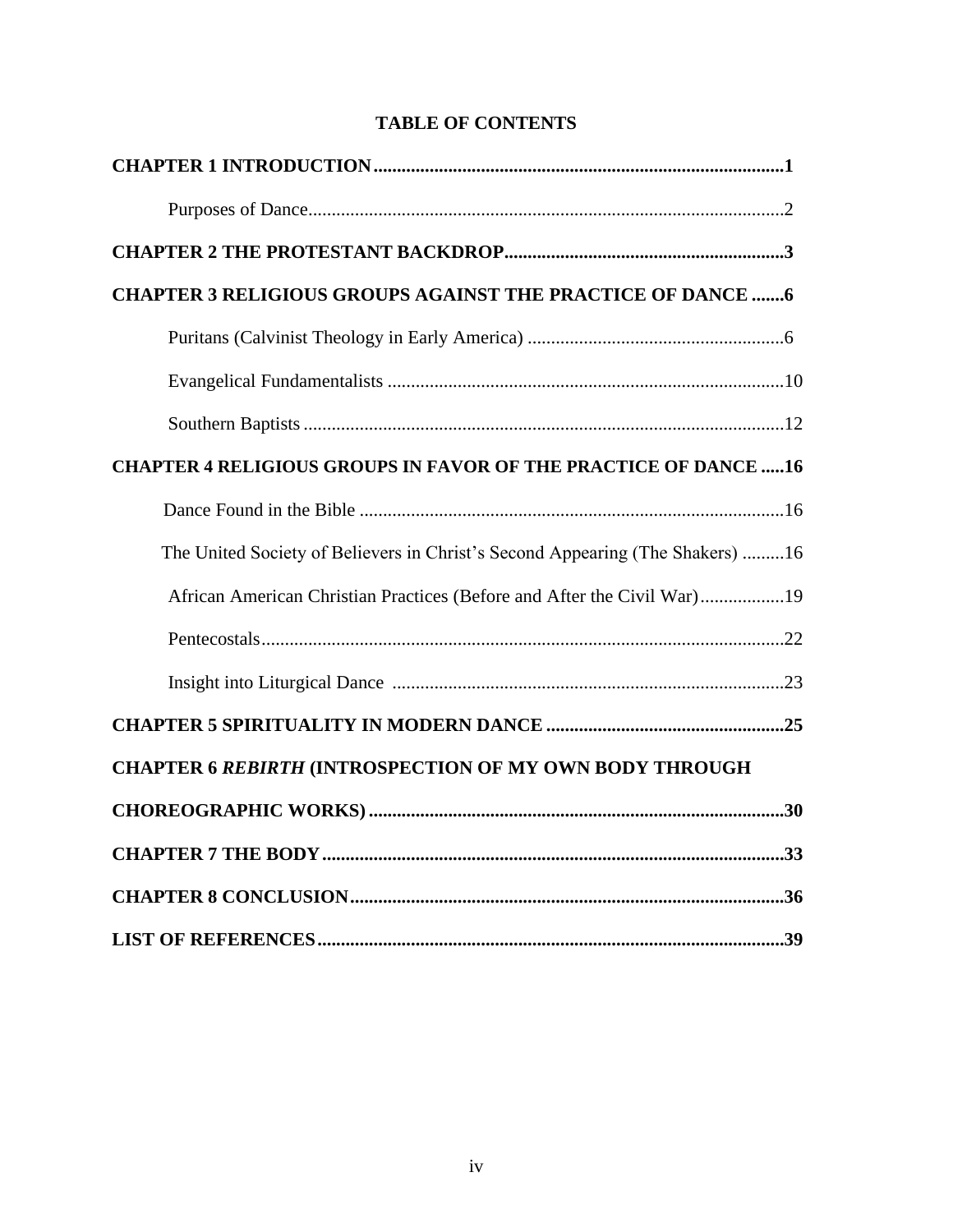**TABLE OF CONTENTS**

**CHAPTER 1 INTRODUCTION........................................................................................1**

Purposes of Dance......................................................................................................2

**CHAPTER 2 THE PROTESTANT BACKDROP...........................................................3**

**CHAPTER 3 RELIGIOUS GROUPS AGAINST THE PRACTICE OF DANCE .......6**

Puritans (Calvinist Theology in Early America) .......................................................6

Evangelical Fundamentalists ....................................................................................10

Southern Baptists .......................................................................................................12

**CHAPTER 4 RELIGIOUS GROUPS IN FAVOR OF THE PRACTICE OF DANCE .....16**

Dance Found in the Bible ...........................................................................................16

The United Society of Believers in Christ's Second Appearing (The Shakers) .........16

African American Christian Practices (Before and After the Civil War)..................19

Pentecostals................................................................................................................22

Insight into Liturgical Dance ....................................................................................23

**CHAPTER 5 SPIRITUALITY IN MODERN DANCE ..................................................25**

**CHAPTER 6 *REBIRTH* (INTROSPECTION OF MY OWN BODY THROUGH CHOREOGRAPHIC WORKS).........................................................................................30**

**CHAPTER 7 THE BODY..................................................................................................33**

**CHAPTER 8 CONCLUSION............................................................................................36**

**LIST OF REFERENCES....................................................................................................39**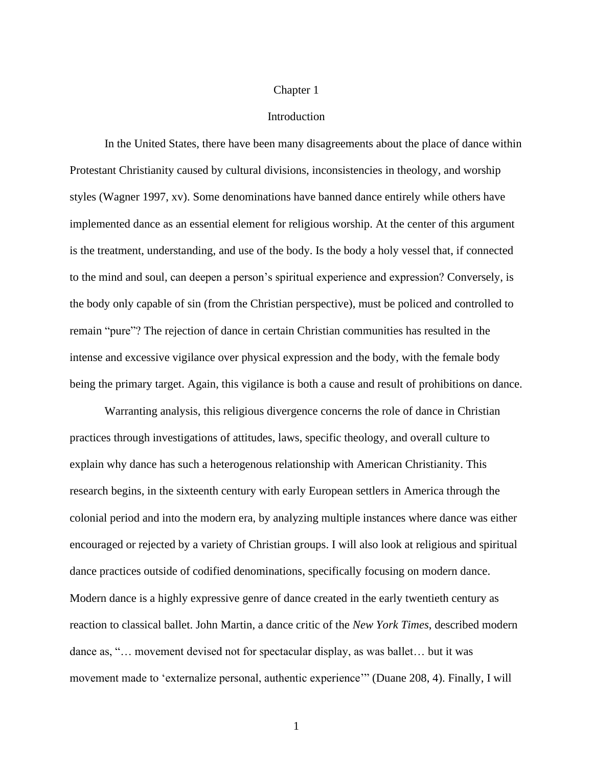# Chapter 1

## Introduction

In the United States, there have been many disagreements about the place of dance within Protestant Christianity caused by cultural divisions, inconsistencies in theology, and worship styles (Wagner 1997, xv). Some denominations have banned dance entirely while others have implemented dance as an essential element for religious worship. At the center of this argument is the treatment, understanding, and use of the body. Is the body a holy vessel that, if connected to the mind and soul, can deepen a person's spiritual experience and expression? Conversely, is the body only capable of sin (from the Christian perspective), must be policed and controlled to remain "pure"? The rejection of dance in certain Christian communities has resulted in the intense and excessive vigilance over physical expression and the body, with the female body being the primary target. Again, this vigilance is both a cause and result of prohibitions on dance.

Warranting analysis, this religious divergence concerns the role of dance in Christian practices through investigations of attitudes, laws, specific theology, and overall culture to explain why dance has such a heterogenous relationship with American Christianity. This research begins, in the sixteenth century with early European settlers in America through the colonial period and into the modern era, by analyzing multiple instances where dance was either encouraged or rejected by a variety of Christian groups. I will also look at religious and spiritual dance practices outside of codified denominations, specifically focusing on modern dance. Modern dance is a highly expressive genre of dance created in the early twentieth century as reaction to classical ballet. John Martin, a dance critic of the *New York Times*, described modern dance as, "… movement devised not for spectacular display, as was ballet… but it was movement made to 'externalize personal, authentic experience'" (Duane 208, 4). Finally, I will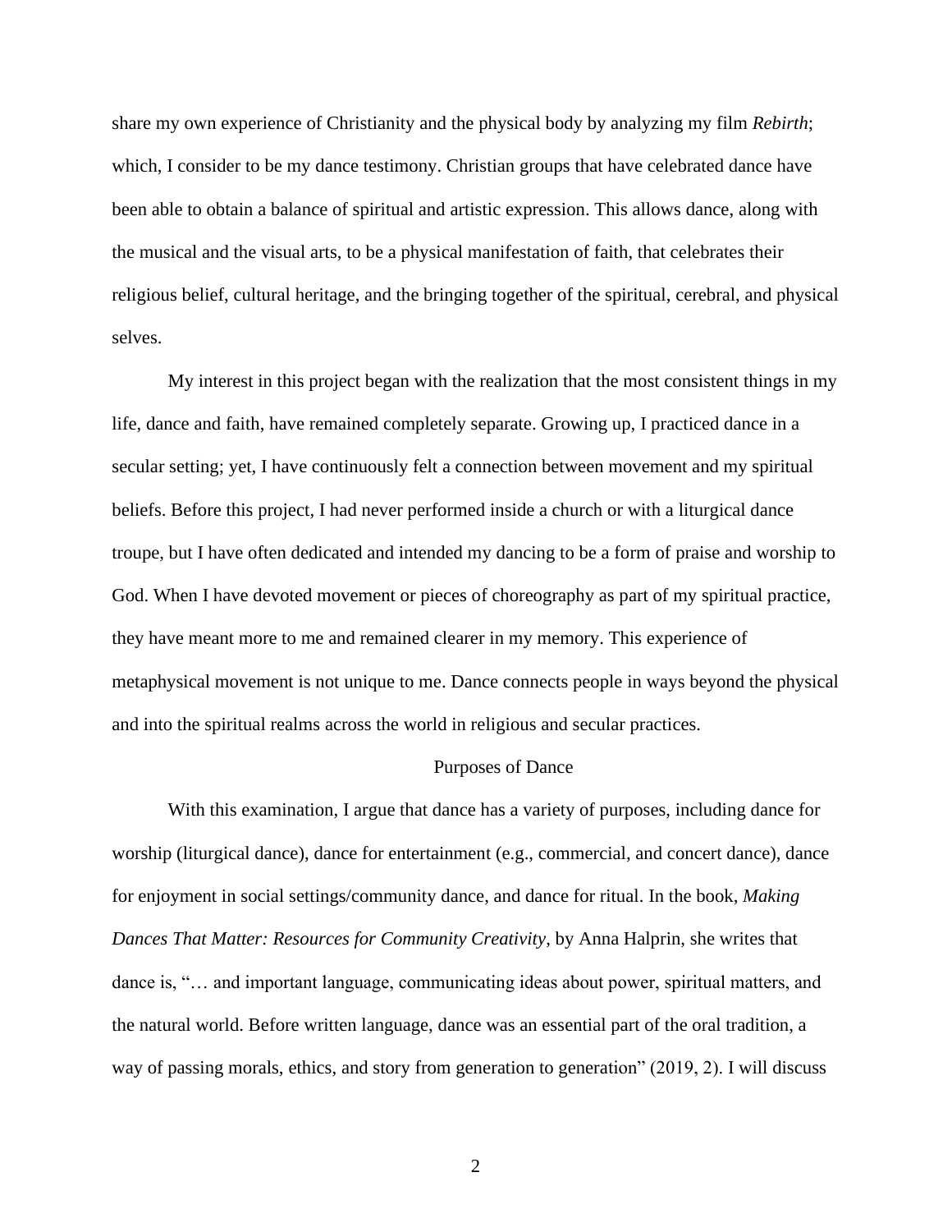share my own experience of Christianity and the physical body by analyzing my film *Rebirth*; which, I consider to be my dance testimony. Christian groups that have celebrated dance have been able to obtain a balance of spiritual and artistic expression. This allows dance, along with the musical and the visual arts, to be a physical manifestation of faith, that celebrates their religious belief, cultural heritage, and the bringing together of the spiritual, cerebral, and physical selves.

My interest in this project began with the realization that the most consistent things in my life, dance and faith, have remained completely separate. Growing up, I practiced dance in a secular setting; yet, I have continuously felt a connection between movement and my spiritual beliefs. Before this project, I had never performed inside a church or with a liturgical dance troupe, but I have often dedicated and intended my dancing to be a form of praise and worship to God. When I have devoted movement or pieces of choreography as part of my spiritual practice, they have meant more to me and remained clearer in my memory. This experience of metaphysical movement is not unique to me. Dance connects people in ways beyond the physical and into the spiritual realms across the world in religious and secular practices.

## Purposes of Dance

With this examination, I argue that dance has a variety of purposes, including dance for worship (liturgical dance), dance for entertainment (e.g., commercial, and concert dance), dance for enjoyment in social settings/community dance, and dance for ritual. In the book, *Making Dances That Matter: Resources for Community Creativity*, by Anna Halprin, she writes that dance is, "… and important language, communicating ideas about power, spiritual matters, and the natural world. Before written language, dance was an essential part of the oral tradition, a way of passing morals, ethics, and story from generation to generation" (2019, 2). I will discuss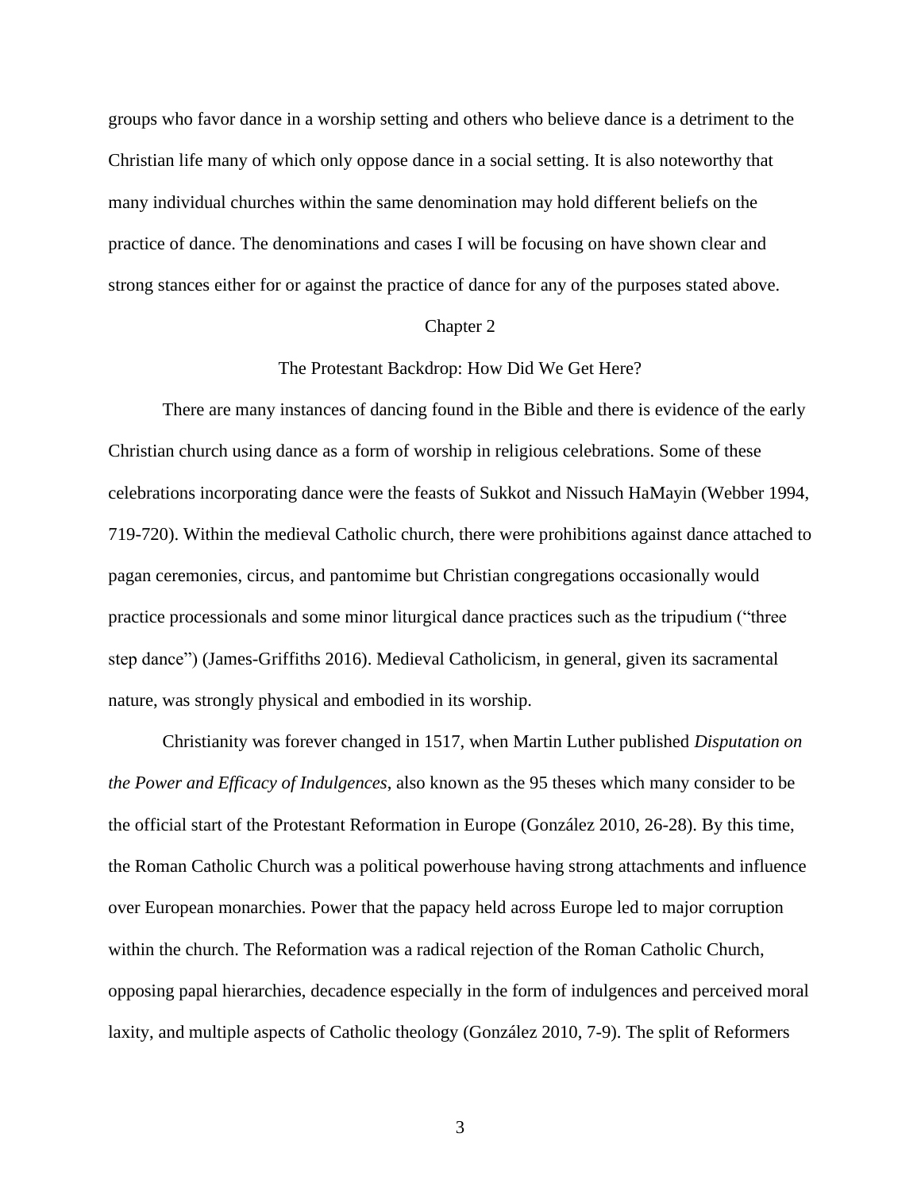groups who favor dance in a worship setting and others who believe dance is a detriment to the Christian life many of which only oppose dance in a social setting. It is also noteworthy that many individual churches within the same denomination may hold different beliefs on the practice of dance. The denominations and cases I will be focusing on have shown clear and strong stances either for or against the practice of dance for any of the purposes stated above.

# Chapter 2

## The Protestant Backdrop: How Did We Get Here?

There are many instances of dancing found in the Bible and there is evidence of the early Christian church using dance as a form of worship in religious celebrations. Some of these celebrations incorporating dance were the feasts of Sukkot and Nissuch HaMayin (Webber 1994, 719-720). Within the medieval Catholic church, there were prohibitions against dance attached to pagan ceremonies, circus, and pantomime but Christian congregations occasionally would practice processionals and some minor liturgical dance practices such as the tripudium ("three step dance") (James-Griffiths 2016). Medieval Catholicism, in general, given its sacramental nature, was strongly physical and embodied in its worship.

Christianity was forever changed in 1517, when Martin Luther published *Disputation on the Power and Efficacy of Indulgences*, also known as the 95 theses which many consider to be the official start of the Protestant Reformation in Europe (González 2010, 26-28). By this time, the Roman Catholic Church was a political powerhouse having strong attachments and influence over European monarchies. Power that the papacy held across Europe led to major corruption within the church. The Reformation was a radical rejection of the Roman Catholic Church, opposing papal hierarchies, decadence especially in the form of indulgences and perceived moral laxity, and multiple aspects of Catholic theology (González 2010, 7-9). The split of Reformers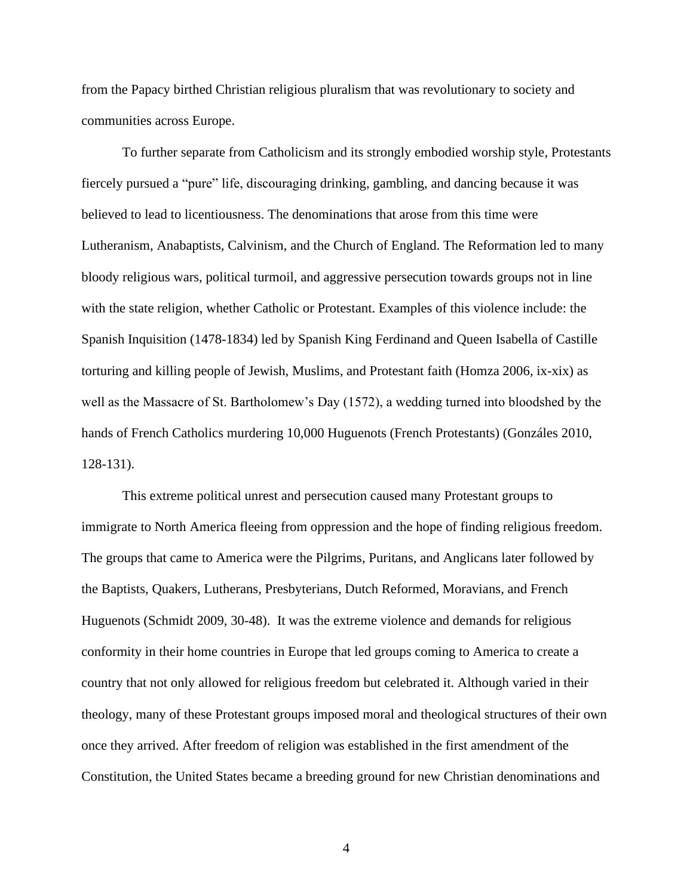from the Papacy birthed Christian religious pluralism that was revolutionary to society and communities across Europe.

To further separate from Catholicism and its strongly embodied worship style, Protestants fiercely pursued a "pure" life, discouraging drinking, gambling, and dancing because it was believed to lead to licentiousness. The denominations that arose from this time were Lutheranism, Anabaptists, Calvinism, and the Church of England. The Reformation led to many bloody religious wars, political turmoil, and aggressive persecution towards groups not in line with the state religion, whether Catholic or Protestant. Examples of this violence include: the Spanish Inquisition (1478-1834) led by Spanish King Ferdinand and Queen Isabella of Castille torturing and killing people of Jewish, Muslims, and Protestant faith (Homza 2006, ix-xix) as well as the Massacre of St. Bartholomew's Day (1572), a wedding turned into bloodshed by the hands of French Catholics murdering 10,000 Huguenots (French Protestants) (Gonzáles 2010, 128-131).

This extreme political unrest and persecution caused many Protestant groups to immigrate to North America fleeing from oppression and the hope of finding religious freedom. The groups that came to America were the Pilgrims, Puritans, and Anglicans later followed by the Baptists, Quakers, Lutherans, Presbyterians, Dutch Reformed, Moravians, and French Huguenots (Schmidt 2009, 30-48). It was the extreme violence and demands for religious conformity in their home countries in Europe that led groups coming to America to create a country that not only allowed for religious freedom but celebrated it. Although varied in their theology, many of these Protestant groups imposed moral and theological structures of their own once they arrived. After freedom of religion was established in the first amendment of the Constitution, the United States became a breeding ground for new Christian denominations and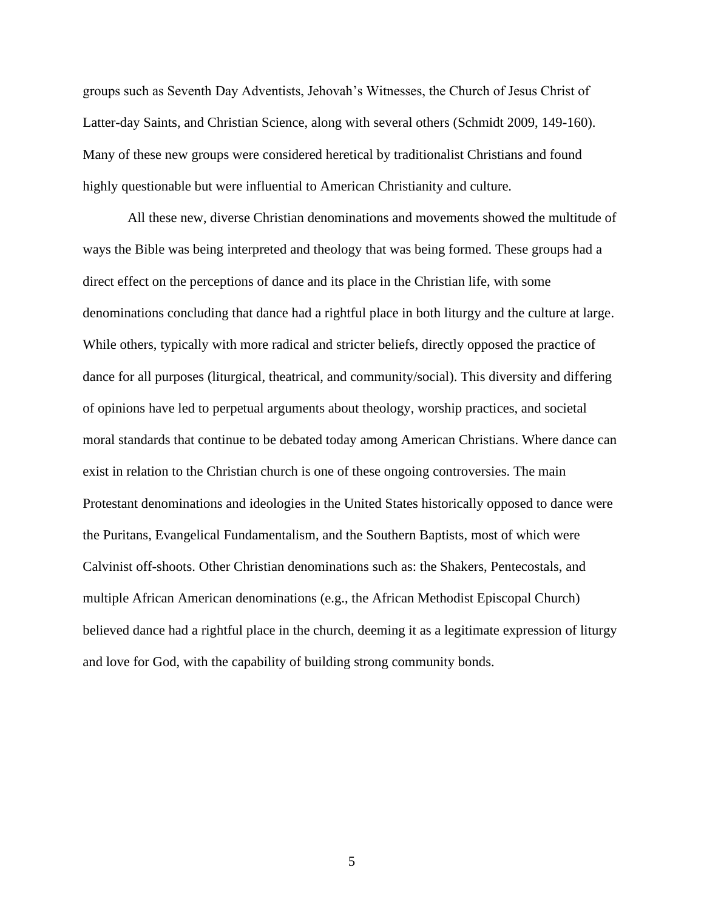groups such as Seventh Day Adventists, Jehovah's Witnesses, the Church of Jesus Christ of Latter-day Saints, and Christian Science, along with several others (Schmidt 2009, 149-160). Many of these new groups were considered heretical by traditionalist Christians and found highly questionable but were influential to American Christianity and culture.

All these new, diverse Christian denominations and movements showed the multitude of ways the Bible was being interpreted and theology that was being formed. These groups had a direct effect on the perceptions of dance and its place in the Christian life, with some denominations concluding that dance had a rightful place in both liturgy and the culture at large. While others, typically with more radical and stricter beliefs, directly opposed the practice of dance for all purposes (liturgical, theatrical, and community/social). This diversity and differing of opinions have led to perpetual arguments about theology, worship practices, and societal moral standards that continue to be debated today among American Christians. Where dance can exist in relation to the Christian church is one of these ongoing controversies. The main Protestant denominations and ideologies in the United States historically opposed to dance were the Puritans, Evangelical Fundamentalism, and the Southern Baptists, most of which were Calvinist off-shoots. Other Christian denominations such as: the Shakers, Pentecostals, and multiple African American denominations (e.g., the African Methodist Episcopal Church) believed dance had a rightful place in the church, deeming it as a legitimate expression of liturgy and love for God, with the capability of building strong community bonds.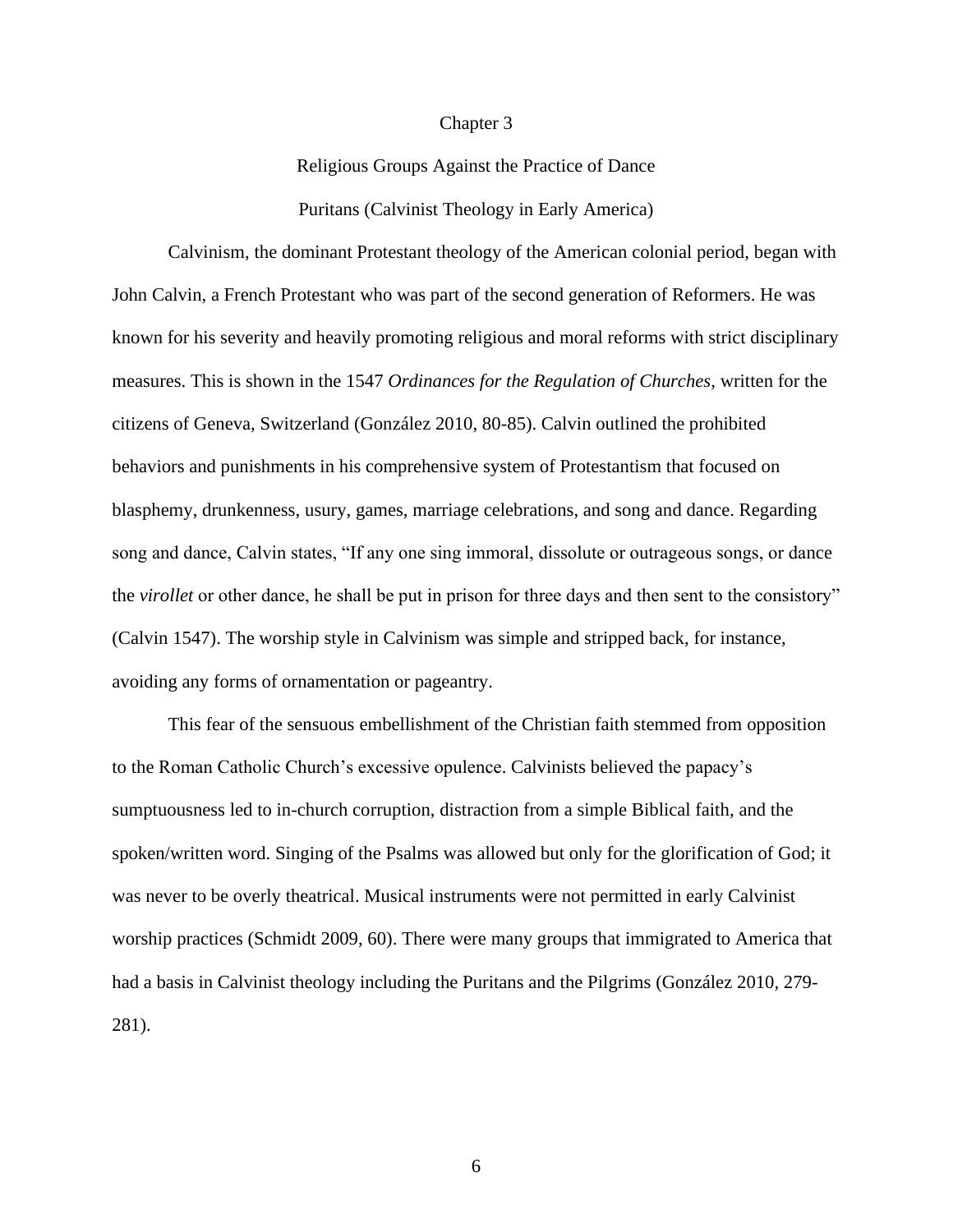# Chapter 3

## Religious Groups Against the Practice of Dance

### Puritans (Calvinist Theology in Early America)

Calvinism, the dominant Protestant theology of the American colonial period, began with John Calvin, a French Protestant who was part of the second generation of Reformers. He was known for his severity and heavily promoting religious and moral reforms with strict disciplinary measures. This is shown in the 1547 *Ordinances for the Regulation of Churches*, written for the citizens of Geneva, Switzerland (González 2010, 80-85). Calvin outlined the prohibited behaviors and punishments in his comprehensive system of Protestantism that focused on blasphemy, drunkenness, usury, games, marriage celebrations, and song and dance. Regarding song and dance, Calvin states, "If any one sing immoral, dissolute or outrageous songs, or dance the *virollet* or other dance, he shall be put in prison for three days and then sent to the consistory" (Calvin 1547). The worship style in Calvinism was simple and stripped back, for instance, avoiding any forms of ornamentation or pageantry.

This fear of the sensuous embellishment of the Christian faith stemmed from opposition to the Roman Catholic Church's excessive opulence. Calvinists believed the papacy's sumptuousness led to in-church corruption, distraction from a simple Biblical faith, and the spoken/written word. Singing of the Psalms was allowed but only for the glorification of God; it was never to be overly theatrical. Musical instruments were not permitted in early Calvinist worship practices (Schmidt 2009, 60). There were many groups that immigrated to America that had a basis in Calvinist theology including the Puritans and the Pilgrims (González 2010, 279-281).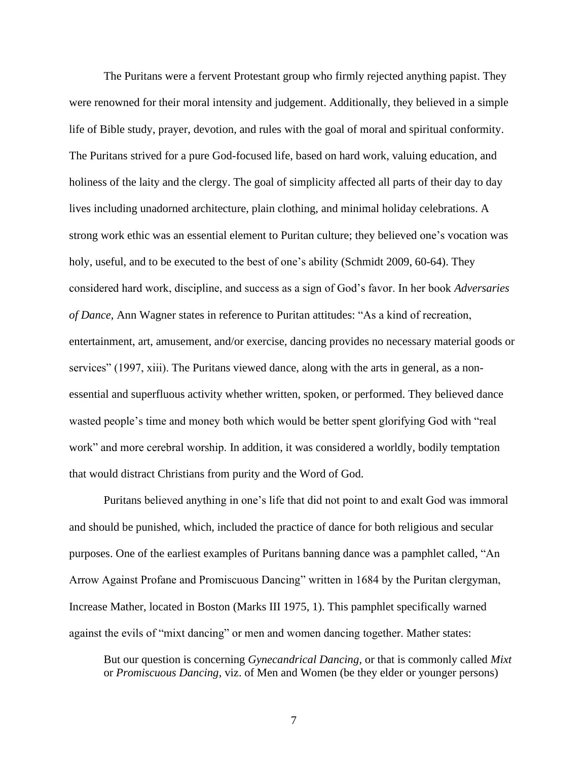The Puritans were a fervent Protestant group who firmly rejected anything papist. They were renowned for their moral intensity and judgement. Additionally, they believed in a simple life of Bible study, prayer, devotion, and rules with the goal of moral and spiritual conformity. The Puritans strived for a pure God-focused life, based on hard work, valuing education, and holiness of the laity and the clergy. The goal of simplicity affected all parts of their day to day lives including unadorned architecture, plain clothing, and minimal holiday celebrations. A strong work ethic was an essential element to Puritan culture; they believed one's vocation was holy, useful, and to be executed to the best of one's ability (Schmidt 2009, 60-64). They considered hard work, discipline, and success as a sign of God's favor. In her book *Adversaries of Dance*, Ann Wagner states in reference to Puritan attitudes: "As a kind of recreation, entertainment, art, amusement, and/or exercise, dancing provides no necessary material goods or services" (1997, xiii). The Puritans viewed dance, along with the arts in general, as a non-essential and superfluous activity whether written, spoken, or performed. They believed dance wasted people's time and money both which would be better spent glorifying God with "real work" and more cerebral worship. In addition, it was considered a worldly, bodily temptation that would distract Christians from purity and the Word of God.

Puritans believed anything in one's life that did not point to and exalt God was immoral and should be punished, which, included the practice of dance for both religious and secular purposes. One of the earliest examples of Puritans banning dance was a pamphlet called, "An Arrow Against Profane and Promiscuous Dancing" written in 1684 by the Puritan clergyman, Increase Mather, located in Boston (Marks III 1975, 1). This pamphlet specifically warned against the evils of "mixt dancing" or men and women dancing together. Mather states:

> But our question is concerning *Gynecandrical Dancing*, or that is commonly called *Mixt* or *Promiscuous Dancing*, viz. of Men and Women (be they elder or younger persons)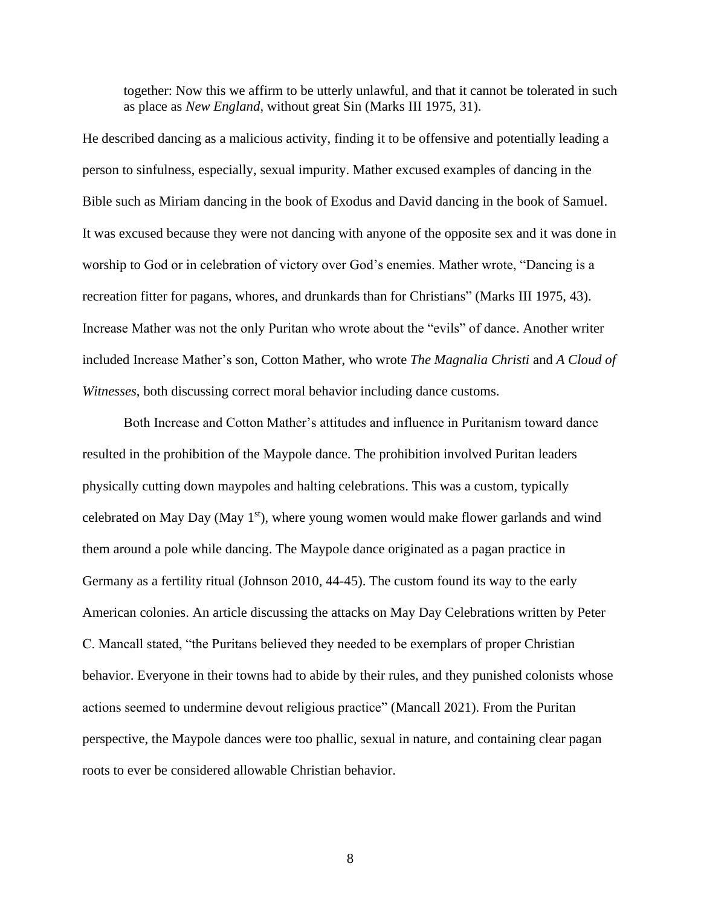> together: Now this we affirm to be utterly unlawful, and that it cannot be tolerated in such as place as *New England*, without great Sin (Marks III 1975, 31).

He described dancing as a malicious activity, finding it to be offensive and potentially leading a person to sinfulness, especially, sexual impurity. Mather excused examples of dancing in the Bible such as Miriam dancing in the book of Exodus and David dancing in the book of Samuel. It was excused because they were not dancing with anyone of the opposite sex and it was done in worship to God or in celebration of victory over God's enemies. Mather wrote, "Dancing is a recreation fitter for pagans, whores, and drunkards than for Christians" (Marks III 1975, 43). Increase Mather was not the only Puritan who wrote about the "evils" of dance. Another writer included Increase Mather's son, Cotton Mather, who wrote *The Magnalia Christi* and *A Cloud of Witnesses*, both discussing correct moral behavior including dance customs.

Both Increase and Cotton Mather's attitudes and influence in Puritanism toward dance resulted in the prohibition of the Maypole dance. The prohibition involved Puritan leaders physically cutting down maypoles and halting celebrations. This was a custom, typically celebrated on May Day (May 1st), where young women would make flower garlands and wind them around a pole while dancing. The Maypole dance originated as a pagan practice in Germany as a fertility ritual (Johnson 2010, 44-45). The custom found its way to the early American colonies. An article discussing the attacks on May Day Celebrations written by Peter C. Mancall stated, "the Puritans believed they needed to be exemplars of proper Christian behavior. Everyone in their towns had to abide by their rules, and they punished colonists whose actions seemed to undermine devout religious practice" (Mancall 2021). From the Puritan perspective, the Maypole dances were too phallic, sexual in nature, and containing clear pagan roots to ever be considered allowable Christian behavior.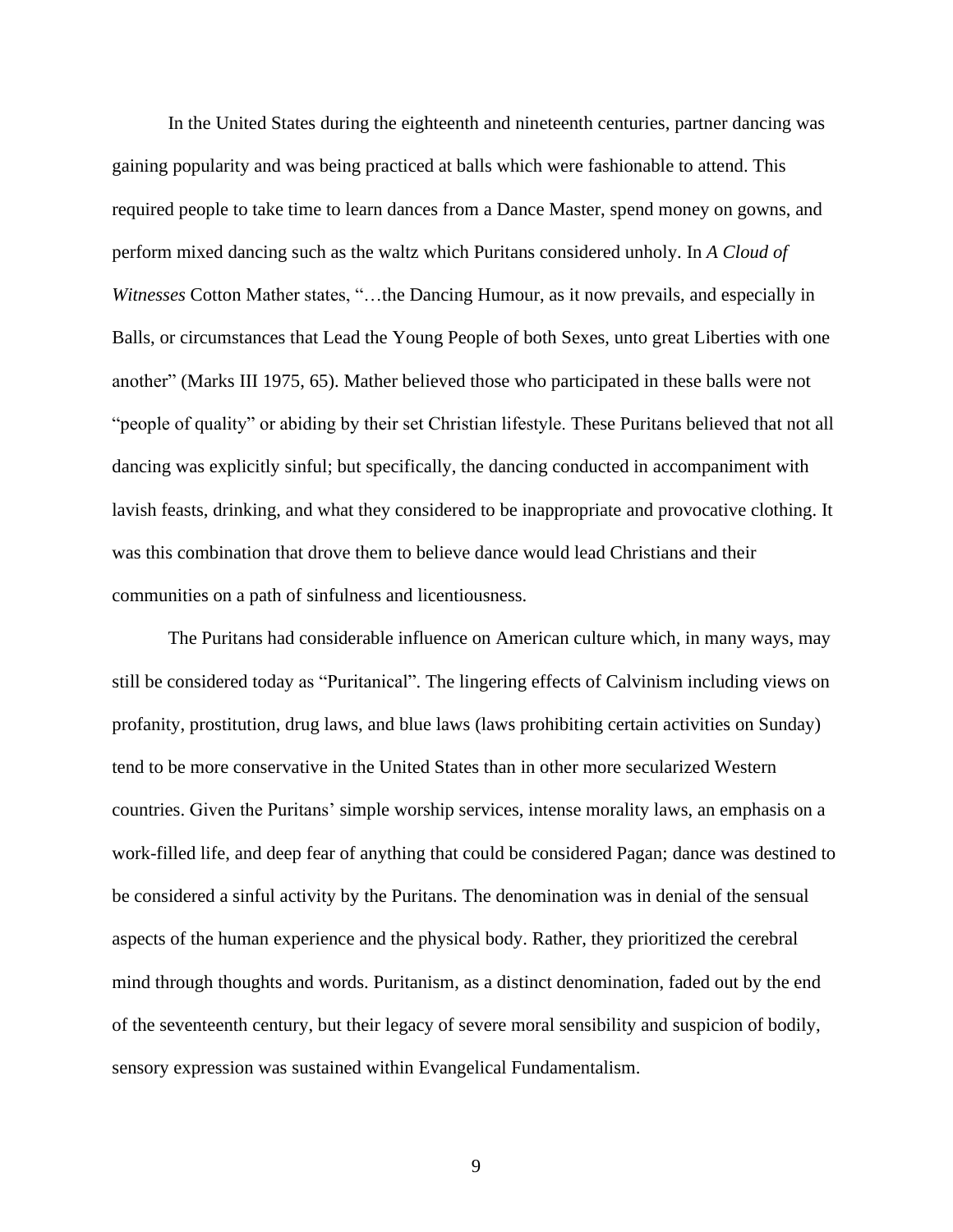In the United States during the eighteenth and nineteenth centuries, partner dancing was gaining popularity and was being practiced at balls which were fashionable to attend. This required people to take time to learn dances from a Dance Master, spend money on gowns, and perform mixed dancing such as the waltz which Puritans considered unholy. In *A Cloud of Witnesses* Cotton Mather states, "…the Dancing Humour, as it now prevails, and especially in Balls, or circumstances that Lead the Young People of both Sexes, unto great Liberties with one another" (Marks III 1975, 65). Mather believed those who participated in these balls were not "people of quality" or abiding by their set Christian lifestyle. These Puritans believed that not all dancing was explicitly sinful; but specifically, the dancing conducted in accompaniment with lavish feasts, drinking, and what they considered to be inappropriate and provocative clothing. It was this combination that drove them to believe dance would lead Christians and their communities on a path of sinfulness and licentiousness.

The Puritans had considerable influence on American culture which, in many ways, may still be considered today as "Puritanical". The lingering effects of Calvinism including views on profanity, prostitution, drug laws, and blue laws (laws prohibiting certain activities on Sunday) tend to be more conservative in the United States than in other more secularized Western countries. Given the Puritans' simple worship services, intense morality laws, an emphasis on a work-filled life, and deep fear of anything that could be considered Pagan; dance was destined to be considered a sinful activity by the Puritans. The denomination was in denial of the sensual aspects of the human experience and the physical body. Rather, they prioritized the cerebral mind through thoughts and words. Puritanism, as a distinct denomination, faded out by the end of the seventeenth century, but their legacy of severe moral sensibility and suspicion of bodily, sensory expression was sustained within Evangelical Fundamentalism.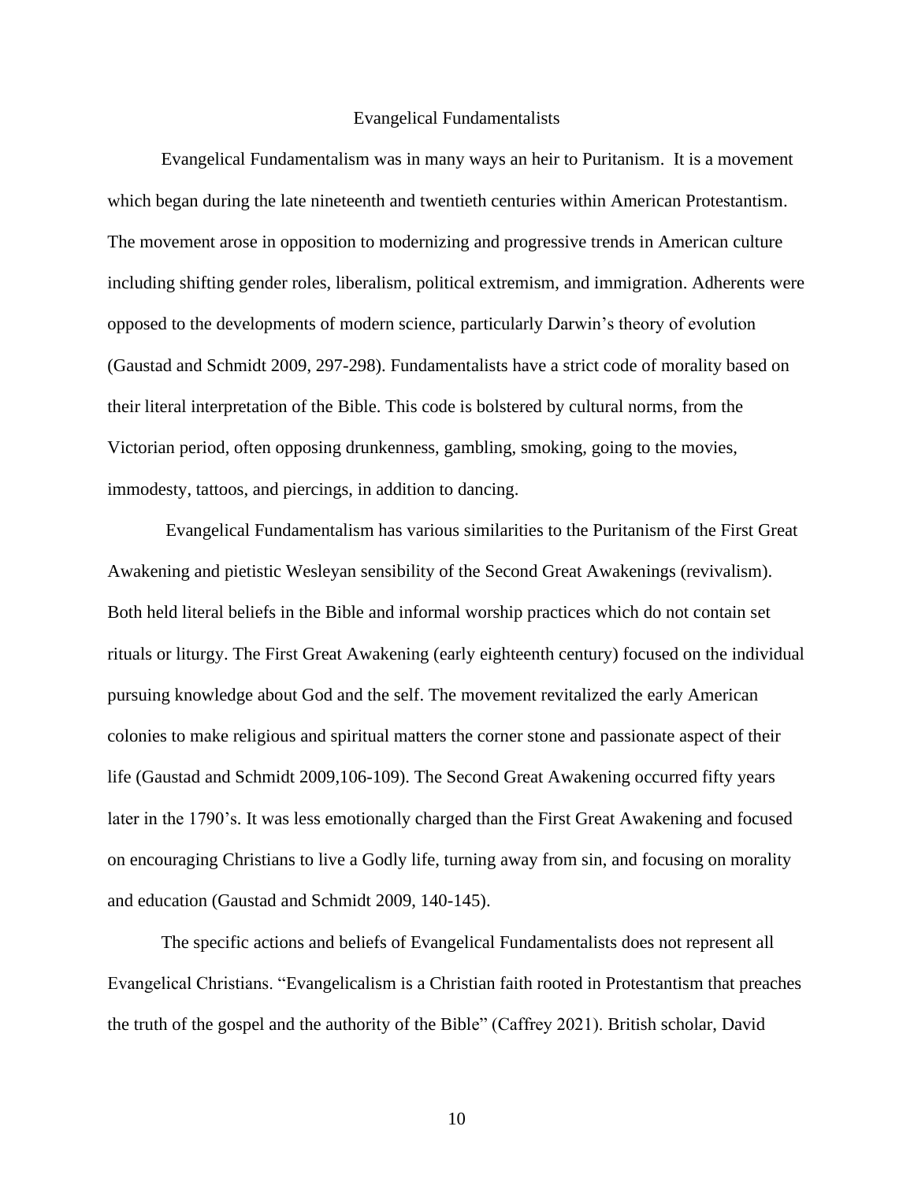## Evangelical Fundamentalists

Evangelical Fundamentalism was in many ways an heir to Puritanism. It is a movement which began during the late nineteenth and twentieth centuries within American Protestantism. The movement arose in opposition to modernizing and progressive trends in American culture including shifting gender roles, liberalism, political extremism, and immigration. Adherents were opposed to the developments of modern science, particularly Darwin's theory of evolution (Gaustad and Schmidt 2009, 297-298). Fundamentalists have a strict code of morality based on their literal interpretation of the Bible. This code is bolstered by cultural norms, from the Victorian period, often opposing drunkenness, gambling, smoking, going to the movies, immodesty, tattoos, and piercings, in addition to dancing.

Evangelical Fundamentalism has various similarities to the Puritanism of the First Great Awakening and pietistic Wesleyan sensibility of the Second Great Awakenings (revivalism). Both held literal beliefs in the Bible and informal worship practices which do not contain set rituals or liturgy. The First Great Awakening (early eighteenth century) focused on the individual pursuing knowledge about God and the self. The movement revitalized the early American colonies to make religious and spiritual matters the corner stone and passionate aspect of their life (Gaustad and Schmidt 2009,106-109). The Second Great Awakening occurred fifty years later in the 1790's. It was less emotionally charged than the First Great Awakening and focused on encouraging Christians to live a Godly life, turning away from sin, and focusing on morality and education (Gaustad and Schmidt 2009, 140-145).

The specific actions and beliefs of Evangelical Fundamentalists does not represent all Evangelical Christians. "Evangelicalism is a Christian faith rooted in Protestantism that preaches the truth of the gospel and the authority of the Bible" (Caffrey 2021). British scholar, David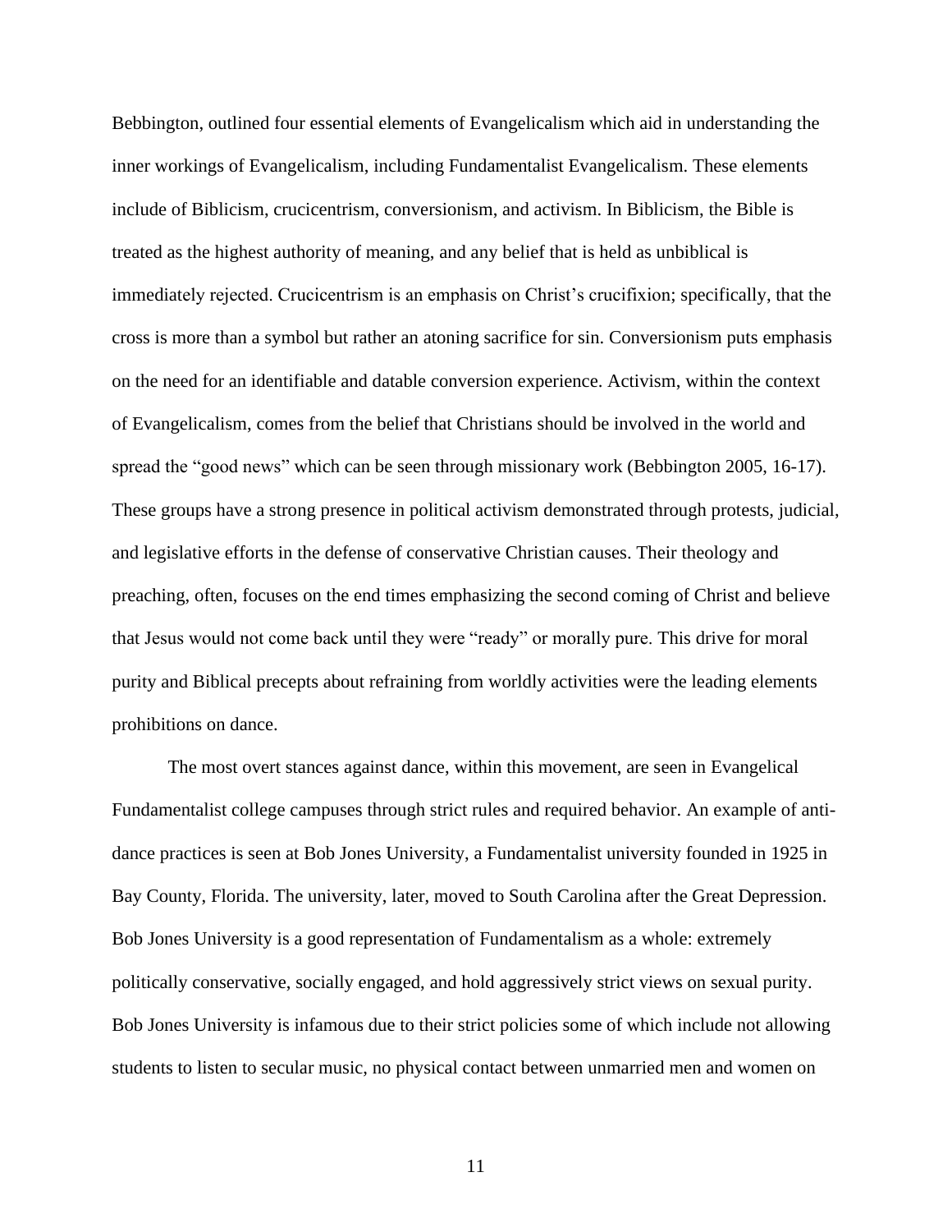Bebbington, outlined four essential elements of Evangelicalism which aid in understanding the inner workings of Evangelicalism, including Fundamentalist Evangelicalism. These elements include of Biblicism, crucicentrism, conversionism, and activism. In Biblicism, the Bible is treated as the highest authority of meaning, and any belief that is held as unbiblical is immediately rejected. Crucicentrism is an emphasis on Christ's crucifixion; specifically, that the cross is more than a symbol but rather an atoning sacrifice for sin. Conversionism puts emphasis on the need for an identifiable and datable conversion experience. Activism, within the context of Evangelicalism, comes from the belief that Christians should be involved in the world and spread the "good news" which can be seen through missionary work (Bebbington 2005, 16-17). These groups have a strong presence in political activism demonstrated through protests, judicial, and legislative efforts in the defense of conservative Christian causes. Their theology and preaching, often, focuses on the end times emphasizing the second coming of Christ and believe that Jesus would not come back until they were "ready" or morally pure. This drive for moral purity and Biblical precepts about refraining from worldly activities were the leading elements prohibitions on dance.

The most overt stances against dance, within this movement, are seen in Evangelical Fundamentalist college campuses through strict rules and required behavior. An example of anti-dance practices is seen at Bob Jones University, a Fundamentalist university founded in 1925 in Bay County, Florida. The university, later, moved to South Carolina after the Great Depression. Bob Jones University is a good representation of Fundamentalism as a whole: extremely politically conservative, socially engaged, and hold aggressively strict views on sexual purity. Bob Jones University is infamous due to their strict policies some of which include not allowing students to listen to secular music, no physical contact between unmarried men and women on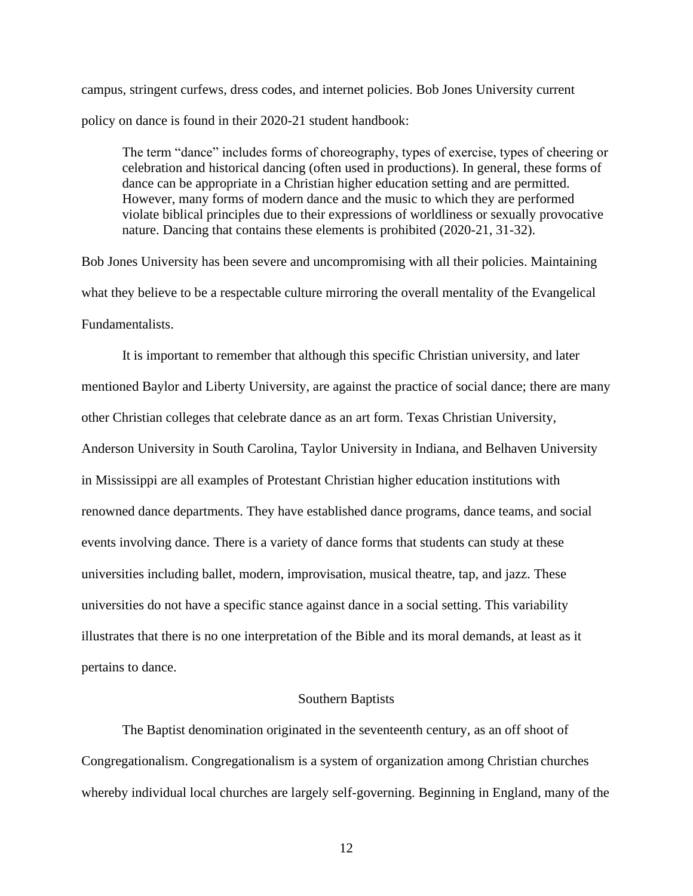campus, stringent curfews, dress codes, and internet policies. Bob Jones University current policy on dance is found in their 2020-21 student handbook:

> The term "dance" includes forms of choreography, types of exercise, types of cheering or celebration and historical dancing (often used in productions). In general, these forms of dance can be appropriate in a Christian higher education setting and are permitted. However, many forms of modern dance and the music to which they are performed violate biblical principles due to their expressions of worldliness or sexually provocative nature. Dancing that contains these elements is prohibited (2020-21, 31-32).

Bob Jones University has been severe and uncompromising with all their policies. Maintaining what they believe to be a respectable culture mirroring the overall mentality of the Evangelical Fundamentalists.

It is important to remember that although this specific Christian university, and later mentioned Baylor and Liberty University, are against the practice of social dance; there are many other Christian colleges that celebrate dance as an art form. Texas Christian University, Anderson University in South Carolina, Taylor University in Indiana, and Belhaven University in Mississippi are all examples of Protestant Christian higher education institutions with renowned dance departments. They have established dance programs, dance teams, and social events involving dance. There is a variety of dance forms that students can study at these universities including ballet, modern, improvisation, musical theatre, tap, and jazz. These universities do not have a specific stance against dance in a social setting. This variability illustrates that there is no one interpretation of the Bible and its moral demands, at least as it pertains to dance.

## Southern Baptists

The Baptist denomination originated in the seventeenth century, as an off shoot of Congregationalism. Congregationalism is a system of organization among Christian churches whereby individual local churches are largely self-governing. Beginning in England, many of the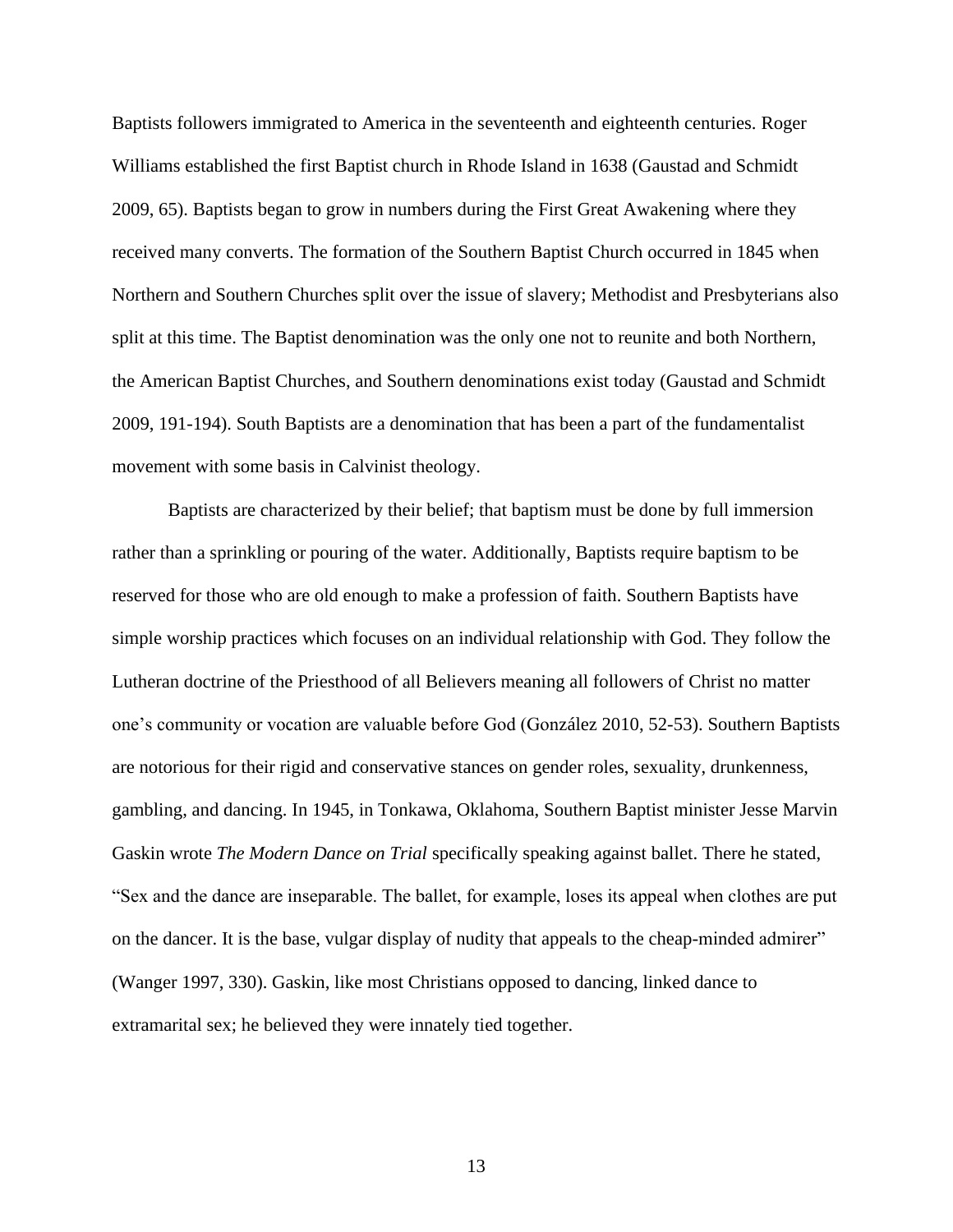Baptists followers immigrated to America in the seventeenth and eighteenth centuries. Roger Williams established the first Baptist church in Rhode Island in 1638 (Gaustad and Schmidt 2009, 65). Baptists began to grow in numbers during the First Great Awakening where they received many converts. The formation of the Southern Baptist Church occurred in 1845 when Northern and Southern Churches split over the issue of slavery; Methodist and Presbyterians also split at this time. The Baptist denomination was the only one not to reunite and both Northern, the American Baptist Churches, and Southern denominations exist today (Gaustad and Schmidt 2009, 191-194). South Baptists are a denomination that has been a part of the fundamentalist movement with some basis in Calvinist theology.

Baptists are characterized by their belief; that baptism must be done by full immersion rather than a sprinkling or pouring of the water. Additionally, Baptists require baptism to be reserved for those who are old enough to make a profession of faith. Southern Baptists have simple worship practices which focuses on an individual relationship with God. They follow the Lutheran doctrine of the Priesthood of all Believers meaning all followers of Christ no matter one's community or vocation are valuable before God (González 2010, 52-53). Southern Baptists are notorious for their rigid and conservative stances on gender roles, sexuality, drunkenness, gambling, and dancing. In 1945, in Tonkawa, Oklahoma, Southern Baptist minister Jesse Marvin Gaskin wrote *The Modern Dance on Trial* specifically speaking against ballet. There he stated, "Sex and the dance are inseparable. The ballet, for example, loses its appeal when clothes are put on the dancer. It is the base, vulgar display of nudity that appeals to the cheap-minded admirer" (Wanger 1997, 330). Gaskin, like most Christians opposed to dancing, linked dance to extramarital sex; he believed they were innately tied together.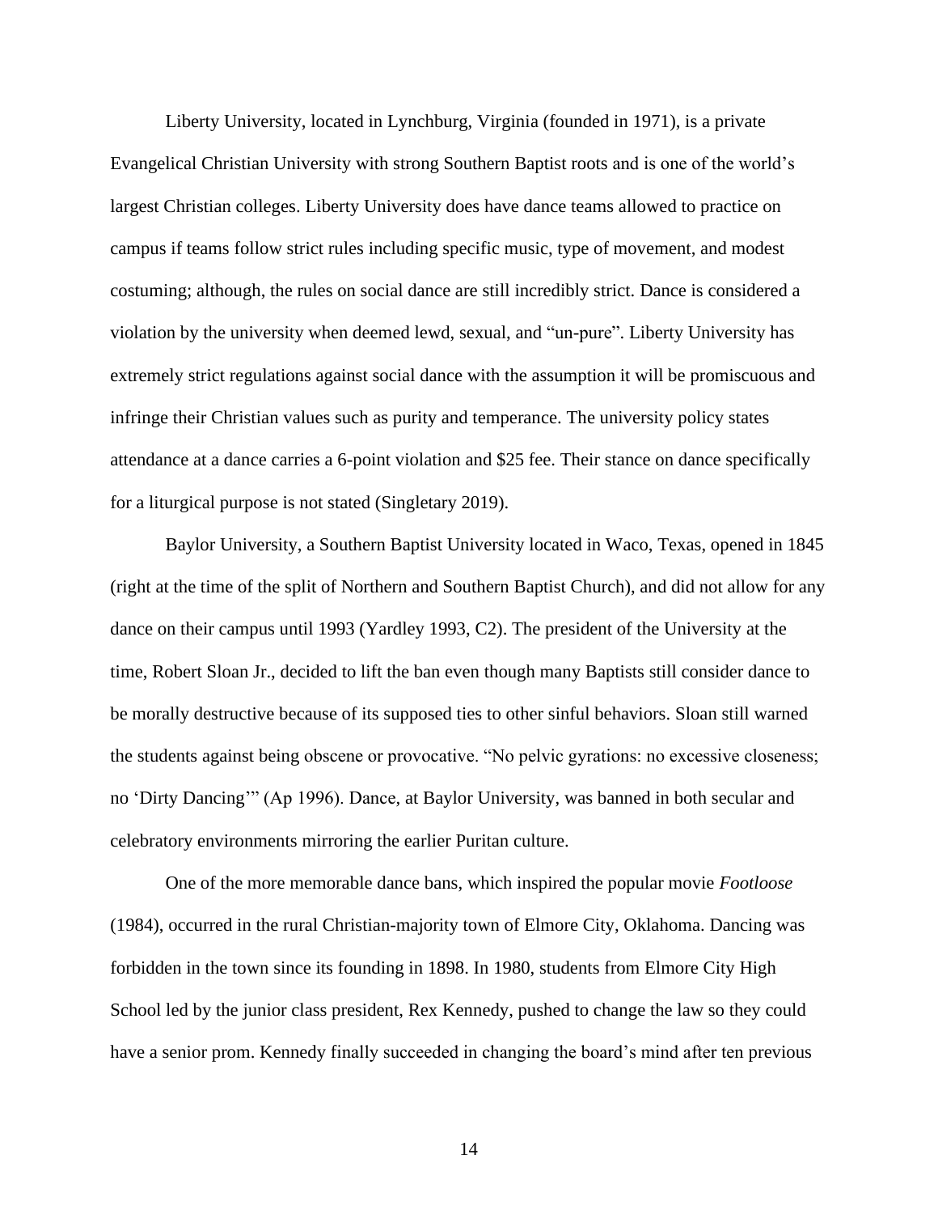Liberty University, located in Lynchburg, Virginia (founded in 1971), is a private Evangelical Christian University with strong Southern Baptist roots and is one of the world's largest Christian colleges. Liberty University does have dance teams allowed to practice on campus if teams follow strict rules including specific music, type of movement, and modest costuming; although, the rules on social dance are still incredibly strict. Dance is considered a violation by the university when deemed lewd, sexual, and "un-pure". Liberty University has extremely strict regulations against social dance with the assumption it will be promiscuous and infringe their Christian values such as purity and temperance. The university policy states attendance at a dance carries a 6-point violation and $25 fee. Their stance on dance specifically for a liturgical purpose is not stated (Singletary 2019).

Baylor University, a Southern Baptist University located in Waco, Texas, opened in 1845 (right at the time of the split of Northern and Southern Baptist Church), and did not allow for any dance on their campus until 1993 (Yardley 1993, C2). The president of the University at the time, Robert Sloan Jr., decided to lift the ban even though many Baptists still consider dance to be morally destructive because of its supposed ties to other sinful behaviors. Sloan still warned the students against being obscene or provocative. "No pelvic gyrations: no excessive closeness; no 'Dirty Dancing'" (Ap 1996). Dance, at Baylor University, was banned in both secular and celebratory environments mirroring the earlier Puritan culture.

One of the more memorable dance bans, which inspired the popular movie *Footloose* (1984), occurred in the rural Christian-majority town of Elmore City, Oklahoma. Dancing was forbidden in the town since its founding in 1898. In 1980, students from Elmore City High School led by the junior class president, Rex Kennedy, pushed to change the law so they could have a senior prom. Kennedy finally succeeded in changing the board's mind after ten previous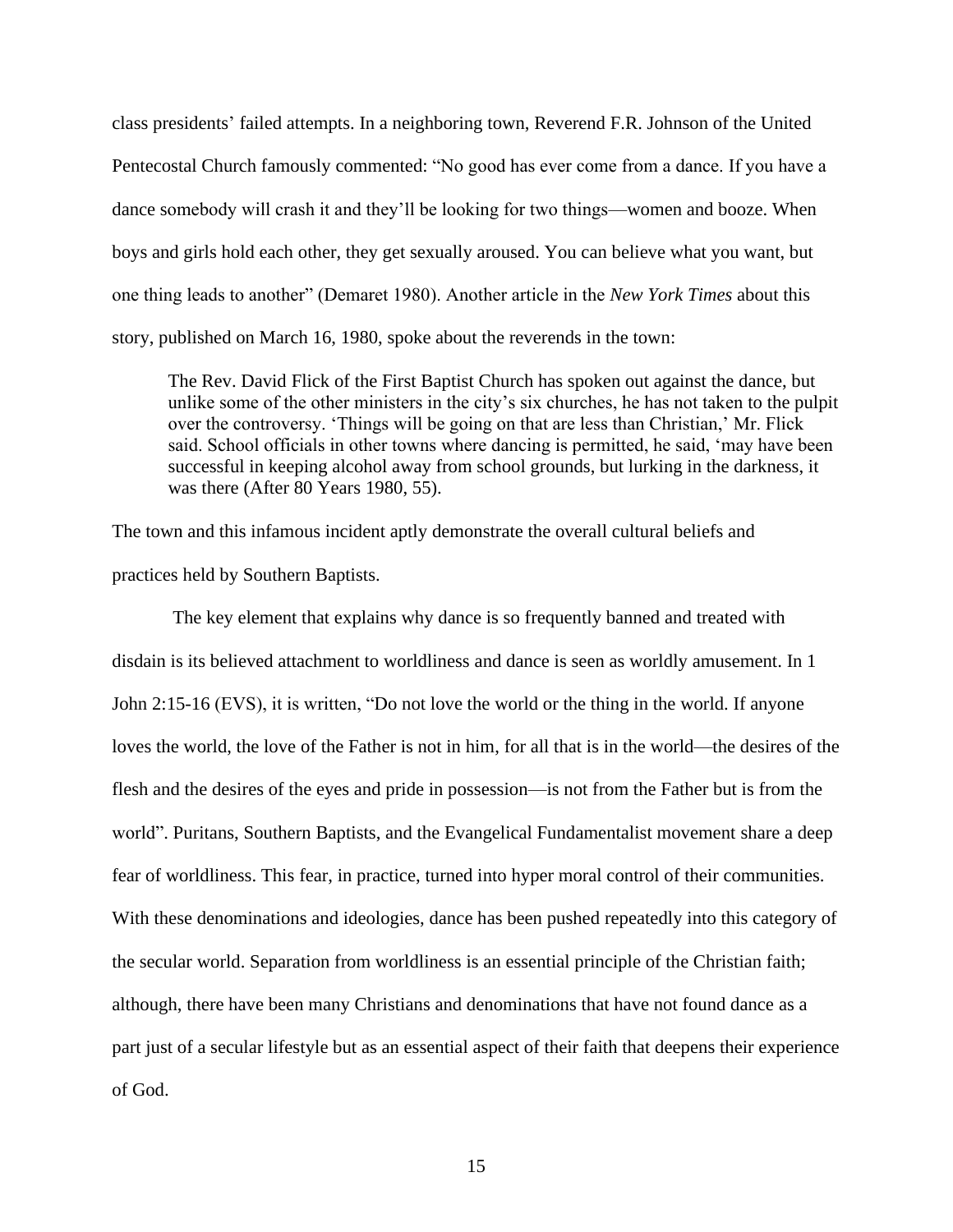class presidents' failed attempts. In a neighboring town, Reverend F.R. Johnson of the United Pentecostal Church famously commented: "No good has ever come from a dance. If you have a dance somebody will crash it and they'll be looking for two things—women and booze. When boys and girls hold each other, they get sexually aroused. You can believe what you want, but one thing leads to another" (Demaret 1980). Another article in the *New York Times* about this story, published on March 16, 1980, spoke about the reverends in the town:

> The Rev. David Flick of the First Baptist Church has spoken out against the dance, but unlike some of the other ministers in the city's six churches, he has not taken to the pulpit over the controversy. 'Things will be going on that are less than Christian,' Mr. Flick said. School officials in other towns where dancing is permitted, he said, 'may have been successful in keeping alcohol away from school grounds, but lurking in the darkness, it was there (After 80 Years 1980, 55).

The town and this infamous incident aptly demonstrate the overall cultural beliefs and practices held by Southern Baptists.

The key element that explains why dance is so frequently banned and treated with disdain is its believed attachment to worldliness and dance is seen as worldly amusement. In 1 John 2:15-16 (EVS), it is written, "Do not love the world or the thing in the world. If anyone loves the world, the love of the Father is not in him, for all that is in the world—the desires of the flesh and the desires of the eyes and pride in possession—is not from the Father but is from the world". Puritans, Southern Baptists, and the Evangelical Fundamentalist movement share a deep fear of worldliness. This fear, in practice, turned into hyper moral control of their communities. With these denominations and ideologies, dance has been pushed repeatedly into this category of the secular world. Separation from worldliness is an essential principle of the Christian faith; although, there have been many Christians and denominations that have not found dance as a part just of a secular lifestyle but as an essential aspect of their faith that deepens their experience of God.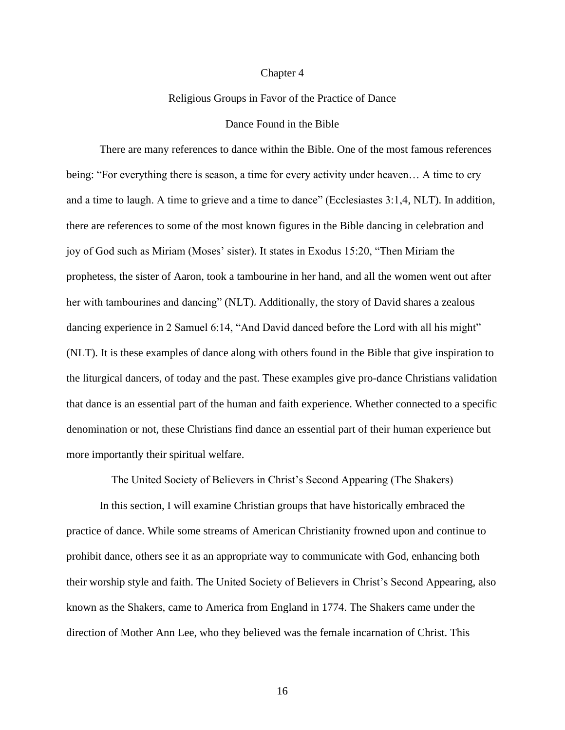# Chapter 4

## Religious Groups in Favor of the Practice of Dance

### Dance Found in the Bible

There are many references to dance within the Bible. One of the most famous references being: "For everything there is season, a time for every activity under heaven… A time to cry and a time to laugh. A time to grieve and a time to dance" (Ecclesiastes 3:1,4, NLT). In addition, there are references to some of the most known figures in the Bible dancing in celebration and joy of God such as Miriam (Moses' sister). It states in Exodus 15:20, "Then Miriam the prophetess, the sister of Aaron, took a tambourine in her hand, and all the women went out after her with tambourines and dancing" (NLT). Additionally, the story of David shares a zealous dancing experience in 2 Samuel 6:14, "And David danced before the Lord with all his might" (NLT). It is these examples of dance along with others found in the Bible that give inspiration to the liturgical dancers, of today and the past. These examples give pro-dance Christians validation that dance is an essential part of the human and faith experience. Whether connected to a specific denomination or not, these Christians find dance an essential part of their human experience but more importantly their spiritual welfare.

### The United Society of Believers in Christ's Second Appearing (The Shakers)

In this section, I will examine Christian groups that have historically embraced the practice of dance. While some streams of American Christianity frowned upon and continue to prohibit dance, others see it as an appropriate way to communicate with God, enhancing both their worship style and faith. The United Society of Believers in Christ's Second Appearing, also known as the Shakers, came to America from England in 1774. The Shakers came under the direction of Mother Ann Lee, who they believed was the female incarnation of Christ. This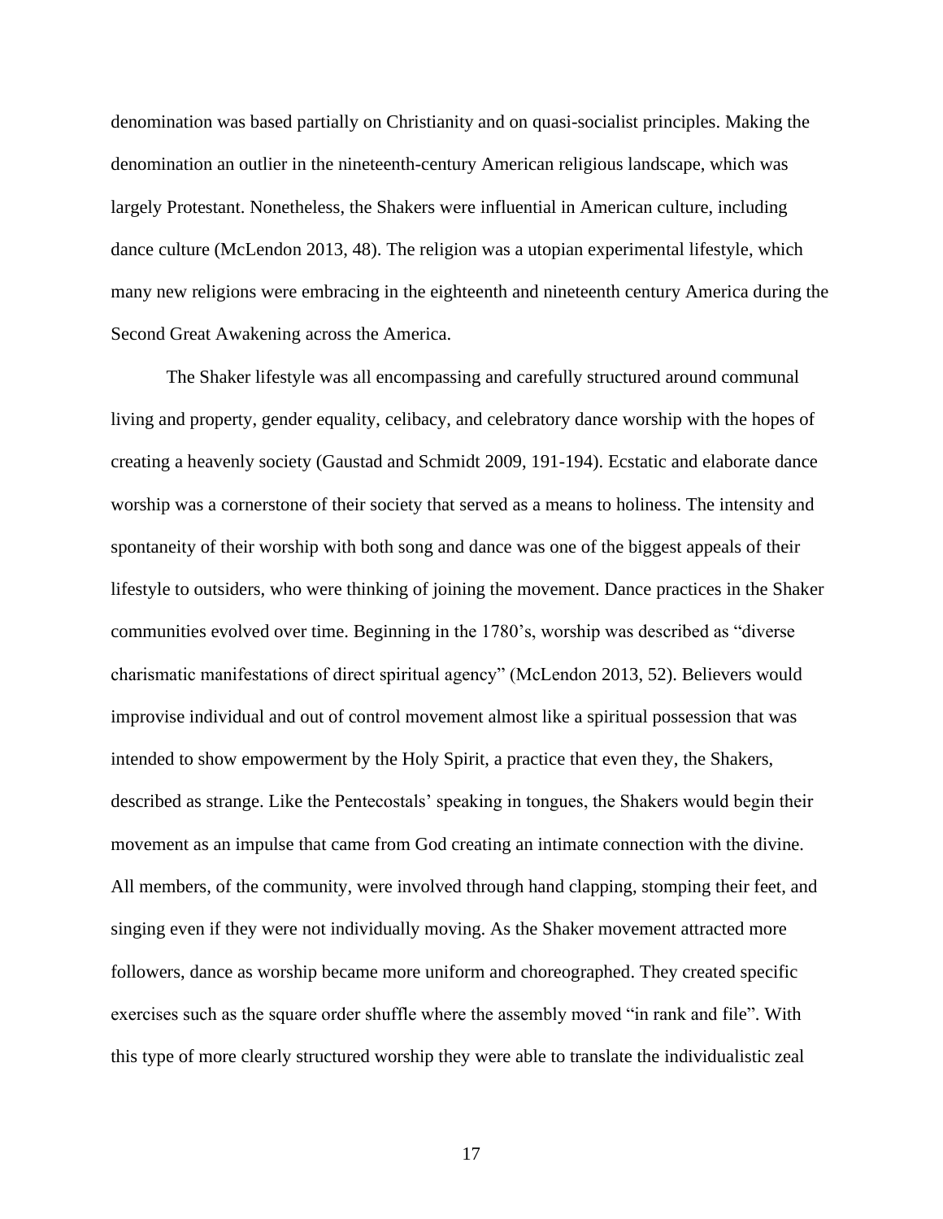denomination was based partially on Christianity and on quasi-socialist principles. Making the denomination an outlier in the nineteenth-century American religious landscape, which was largely Protestant. Nonetheless, the Shakers were influential in American culture, including dance culture (McLendon 2013, 48). The religion was a utopian experimental lifestyle, which many new religions were embracing in the eighteenth and nineteenth century America during the Second Great Awakening across the America.

The Shaker lifestyle was all encompassing and carefully structured around communal living and property, gender equality, celibacy, and celebratory dance worship with the hopes of creating a heavenly society (Gaustad and Schmidt 2009, 191-194). Ecstatic and elaborate dance worship was a cornerstone of their society that served as a means to holiness. The intensity and spontaneity of their worship with both song and dance was one of the biggest appeals of their lifestyle to outsiders, who were thinking of joining the movement. Dance practices in the Shaker communities evolved over time. Beginning in the 1780's, worship was described as "diverse charismatic manifestations of direct spiritual agency" (McLendon 2013, 52). Believers would improvise individual and out of control movement almost like a spiritual possession that was intended to show empowerment by the Holy Spirit, a practice that even they, the Shakers, described as strange. Like the Pentecostals' speaking in tongues, the Shakers would begin their movement as an impulse that came from God creating an intimate connection with the divine. All members, of the community, were involved through hand clapping, stomping their feet, and singing even if they were not individually moving. As the Shaker movement attracted more followers, dance as worship became more uniform and choreographed. They created specific exercises such as the square order shuffle where the assembly moved "in rank and file". With this type of more clearly structured worship they were able to translate the individualistic zeal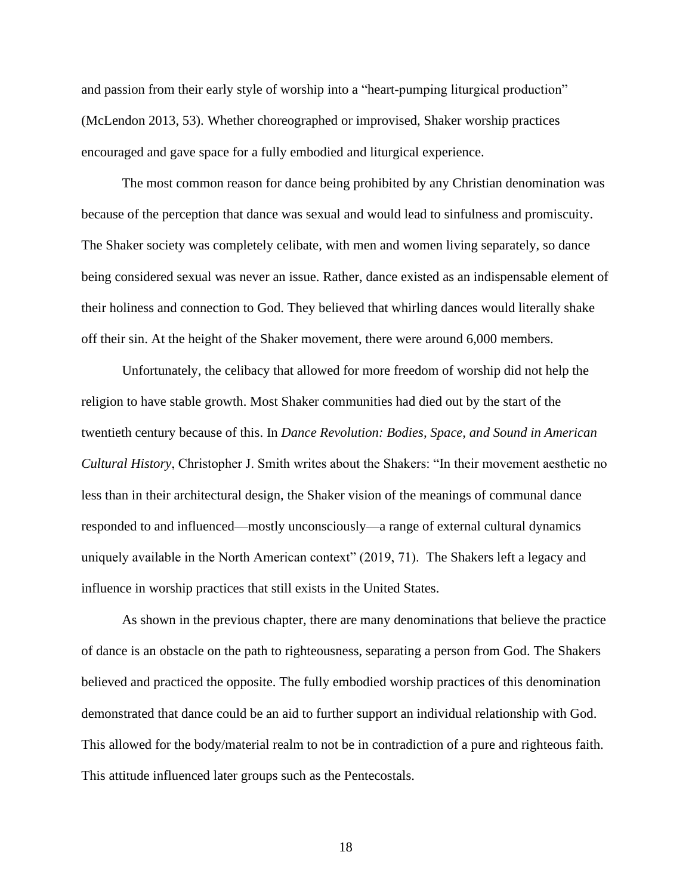and passion from their early style of worship into a "heart-pumping liturgical production" (McLendon 2013, 53). Whether choreographed or improvised, Shaker worship practices encouraged and gave space for a fully embodied and liturgical experience.

The most common reason for dance being prohibited by any Christian denomination was because of the perception that dance was sexual and would lead to sinfulness and promiscuity. The Shaker society was completely celibate, with men and women living separately, so dance being considered sexual was never an issue. Rather, dance existed as an indispensable element of their holiness and connection to God. They believed that whirling dances would literally shake off their sin. At the height of the Shaker movement, there were around 6,000 members.

Unfortunately, the celibacy that allowed for more freedom of worship did not help the religion to have stable growth. Most Shaker communities had died out by the start of the twentieth century because of this. In *Dance Revolution: Bodies, Space, and Sound in American Cultural History*, Christopher J. Smith writes about the Shakers: "In their movement aesthetic no less than in their architectural design, the Shaker vision of the meanings of communal dance responded to and influenced—mostly unconsciously—a range of external cultural dynamics uniquely available in the North American context" (2019, 71). The Shakers left a legacy and influence in worship practices that still exists in the United States.

As shown in the previous chapter, there are many denominations that believe the practice of dance is an obstacle on the path to righteousness, separating a person from God. The Shakers believed and practiced the opposite. The fully embodied worship practices of this denomination demonstrated that dance could be an aid to further support an individual relationship with God. This allowed for the body/material realm to not be in contradiction of a pure and righteous faith. This attitude influenced later groups such as the Pentecostals.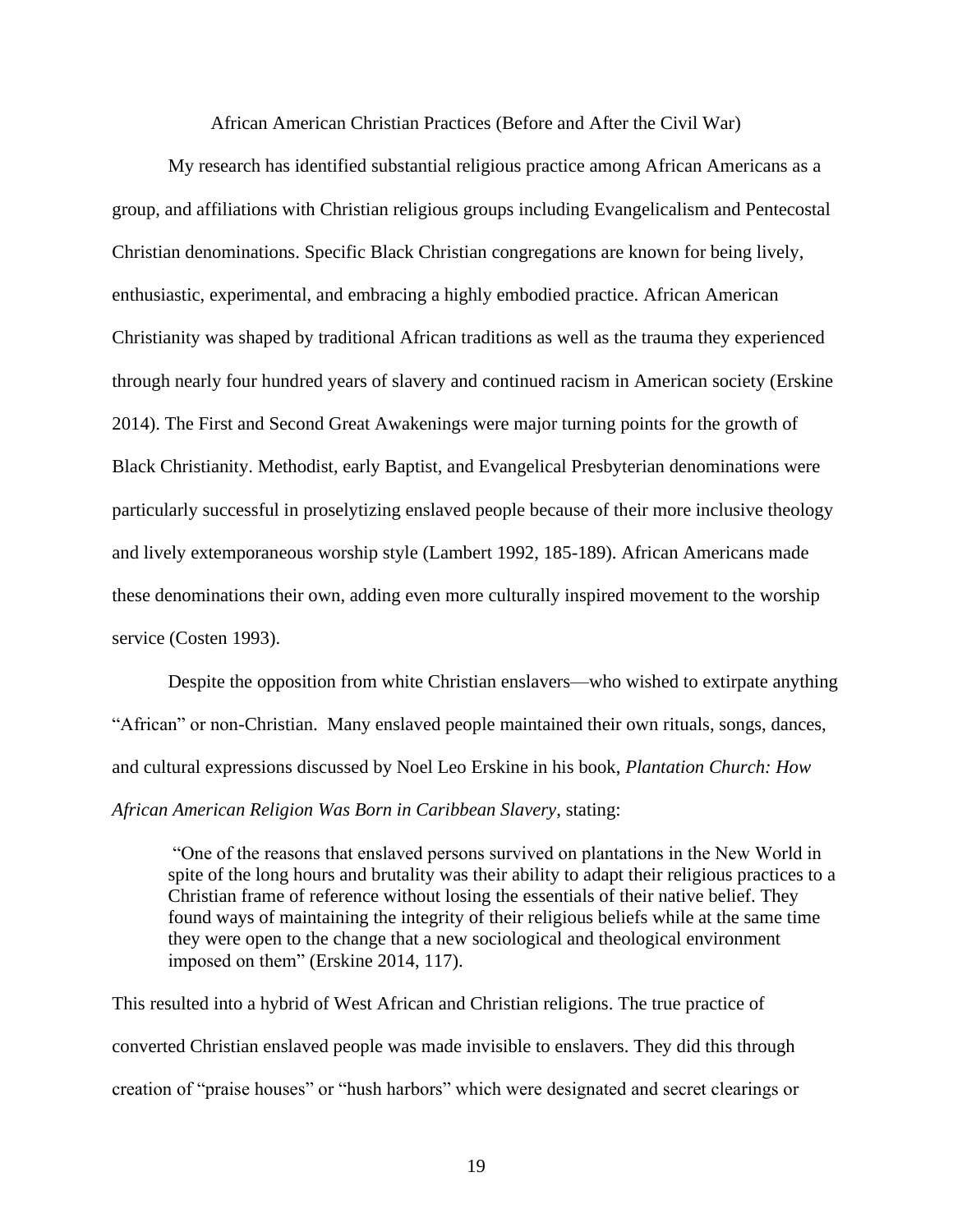## African American Christian Practices (Before and After the Civil War)

My research has identified substantial religious practice among African Americans as a group, and affiliations with Christian religious groups including Evangelicalism and Pentecostal Christian denominations. Specific Black Christian congregations are known for being lively, enthusiastic, experimental, and embracing a highly embodied practice. African American Christianity was shaped by traditional African traditions as well as the trauma they experienced through nearly four hundred years of slavery and continued racism in American society (Erskine 2014). The First and Second Great Awakenings were major turning points for the growth of Black Christianity. Methodist, early Baptist, and Evangelical Presbyterian denominations were particularly successful in proselytizing enslaved people because of their more inclusive theology and lively extemporaneous worship style (Lambert 1992, 185-189). African Americans made these denominations their own, adding even more culturally inspired movement to the worship service (Costen 1993).

Despite the opposition from white Christian enslavers—who wished to extirpate anything "African" or non-Christian. Many enslaved people maintained their own rituals, songs, dances, and cultural expressions discussed by Noel Leo Erskine in his book, *Plantation Church: How African American Religion Was Born in Caribbean Slavery*, stating:

> "One of the reasons that enslaved persons survived on plantations in the New World in spite of the long hours and brutality was their ability to adapt their religious practices to a Christian frame of reference without losing the essentials of their native belief. They found ways of maintaining the integrity of their religious beliefs while at the same time they were open to the change that a new sociological and theological environment imposed on them" (Erskine 2014, 117).

This resulted into a hybrid of West African and Christian religions. The true practice of converted Christian enslaved people was made invisible to enslavers. They did this through creation of "praise houses" or "hush harbors" which were designated and secret clearings or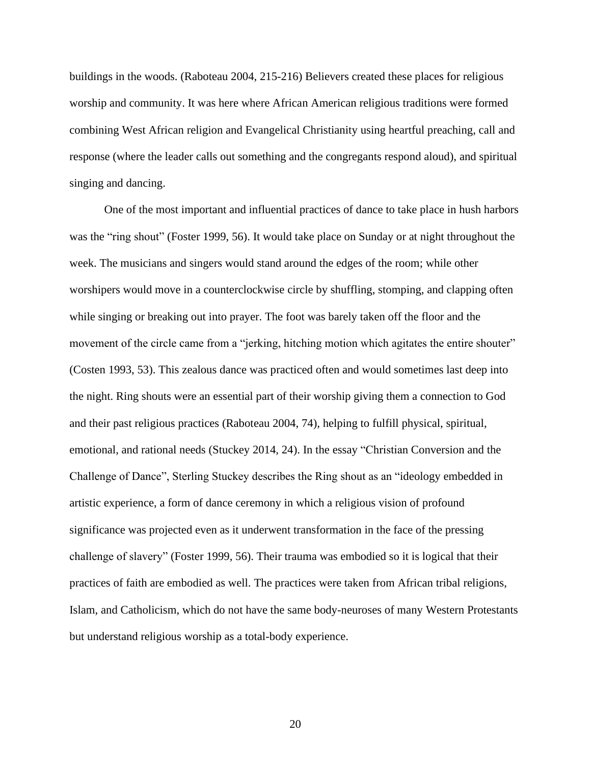buildings in the woods. (Raboteau 2004, 215-216) Believers created these places for religious worship and community. It was here where African American religious traditions were formed combining West African religion and Evangelical Christianity using heartful preaching, call and response (where the leader calls out something and the congregants respond aloud), and spiritual singing and dancing.

One of the most important and influential practices of dance to take place in hush harbors was the "ring shout" (Foster 1999, 56). It would take place on Sunday or at night throughout the week. The musicians and singers would stand around the edges of the room; while other worshipers would move in a counterclockwise circle by shuffling, stomping, and clapping often while singing or breaking out into prayer. The foot was barely taken off the floor and the movement of the circle came from a "jerking, hitching motion which agitates the entire shouter" (Costen 1993, 53). This zealous dance was practiced often and would sometimes last deep into the night. Ring shouts were an essential part of their worship giving them a connection to God and their past religious practices (Raboteau 2004, 74), helping to fulfill physical, spiritual, emotional, and rational needs (Stuckey 2014, 24). In the essay "Christian Conversion and the Challenge of Dance", Sterling Stuckey describes the Ring shout as an "ideology embedded in artistic experience, a form of dance ceremony in which a religious vision of profound significance was projected even as it underwent transformation in the face of the pressing challenge of slavery" (Foster 1999, 56). Their trauma was embodied so it is logical that their practices of faith are embodied as well. The practices were taken from African tribal religions, Islam, and Catholicism, which do not have the same body-neuroses of many Western Protestants but understand religious worship as a total-body experience.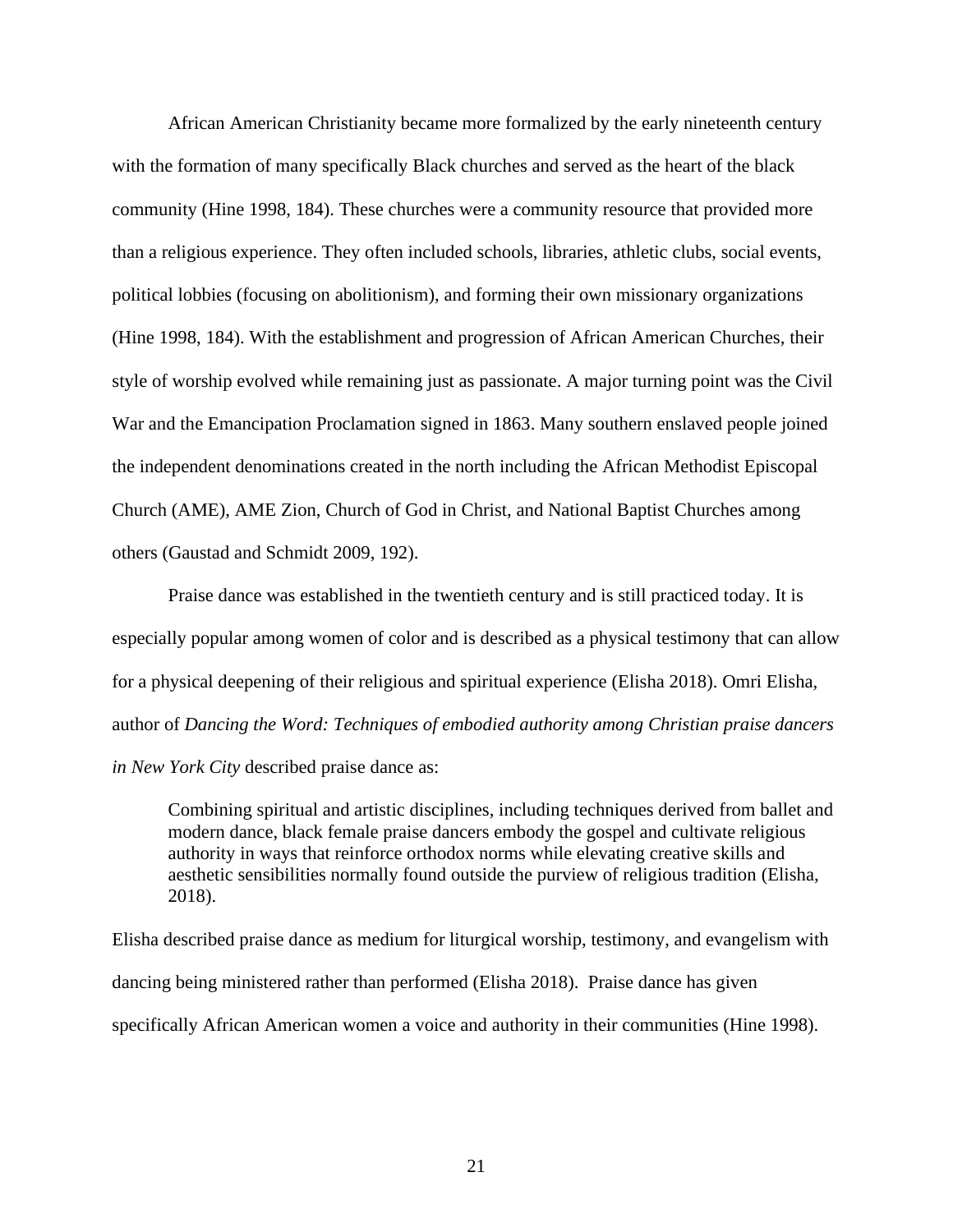African American Christianity became more formalized by the early nineteenth century with the formation of many specifically Black churches and served as the heart of the black community (Hine 1998, 184). These churches were a community resource that provided more than a religious experience. They often included schools, libraries, athletic clubs, social events, political lobbies (focusing on abolitionism), and forming their own missionary organizations (Hine 1998, 184). With the establishment and progression of African American Churches, their style of worship evolved while remaining just as passionate. A major turning point was the Civil War and the Emancipation Proclamation signed in 1863. Many southern enslaved people joined the independent denominations created in the north including the African Methodist Episcopal Church (AME), AME Zion, Church of God in Christ, and National Baptist Churches among others (Gaustad and Schmidt 2009, 192).

Praise dance was established in the twentieth century and is still practiced today. It is especially popular among women of color and is described as a physical testimony that can allow for a physical deepening of their religious and spiritual experience (Elisha 2018). Omri Elisha, author of *Dancing the Word: Techniques of embodied authority among Christian praise dancers in New York City* described praise dance as:

> Combining spiritual and artistic disciplines, including techniques derived from ballet and modern dance, black female praise dancers embody the gospel and cultivate religious authority in ways that reinforce orthodox norms while elevating creative skills and aesthetic sensibilities normally found outside the purview of religious tradition (Elisha, 2018).

Elisha described praise dance as medium for liturgical worship, testimony, and evangelism with dancing being ministered rather than performed (Elisha 2018). Praise dance has given specifically African American women a voice and authority in their communities (Hine 1998).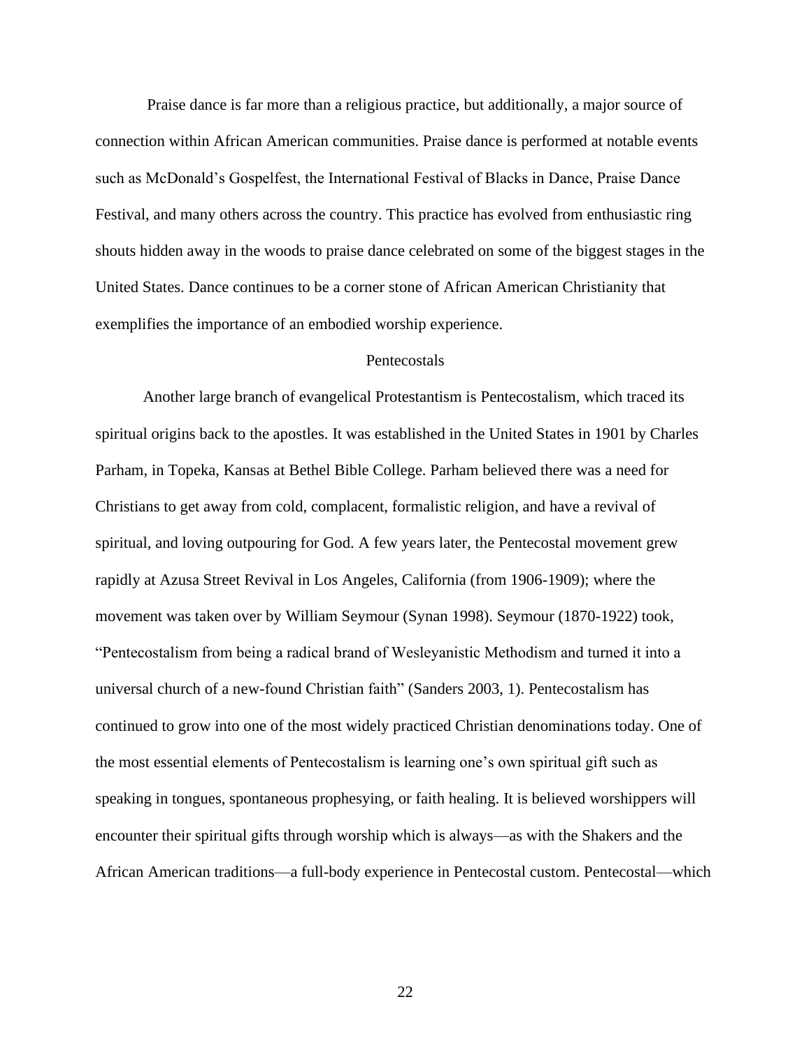Praise dance is far more than a religious practice, but additionally, a major source of connection within African American communities. Praise dance is performed at notable events such as McDonald's Gospelfest, the International Festival of Blacks in Dance, Praise Dance Festival, and many others across the country. This practice has evolved from enthusiastic ring shouts hidden away in the woods to praise dance celebrated on some of the biggest stages in the United States. Dance continues to be a corner stone of African American Christianity that exemplifies the importance of an embodied worship experience.

## Pentecostals

Another large branch of evangelical Protestantism is Pentecostalism, which traced its spiritual origins back to the apostles. It was established in the United States in 1901 by Charles Parham, in Topeka, Kansas at Bethel Bible College. Parham believed there was a need for Christians to get away from cold, complacent, formalistic religion, and have a revival of spiritual, and loving outpouring for God. A few years later, the Pentecostal movement grew rapidly at Azusa Street Revival in Los Angeles, California (from 1906-1909); where the movement was taken over by William Seymour (Synan 1998). Seymour (1870-1922) took, "Pentecostalism from being a radical brand of Wesleyanistic Methodism and turned it into a universal church of a new-found Christian faith" (Sanders 2003, 1). Pentecostalism has continued to grow into one of the most widely practiced Christian denominations today. One of the most essential elements of Pentecostalism is learning one's own spiritual gift such as speaking in tongues, spontaneous prophesying, or faith healing. It is believed worshippers will encounter their spiritual gifts through worship which is always—as with the Shakers and the African American traditions—a full-body experience in Pentecostal custom. Pentecostal—which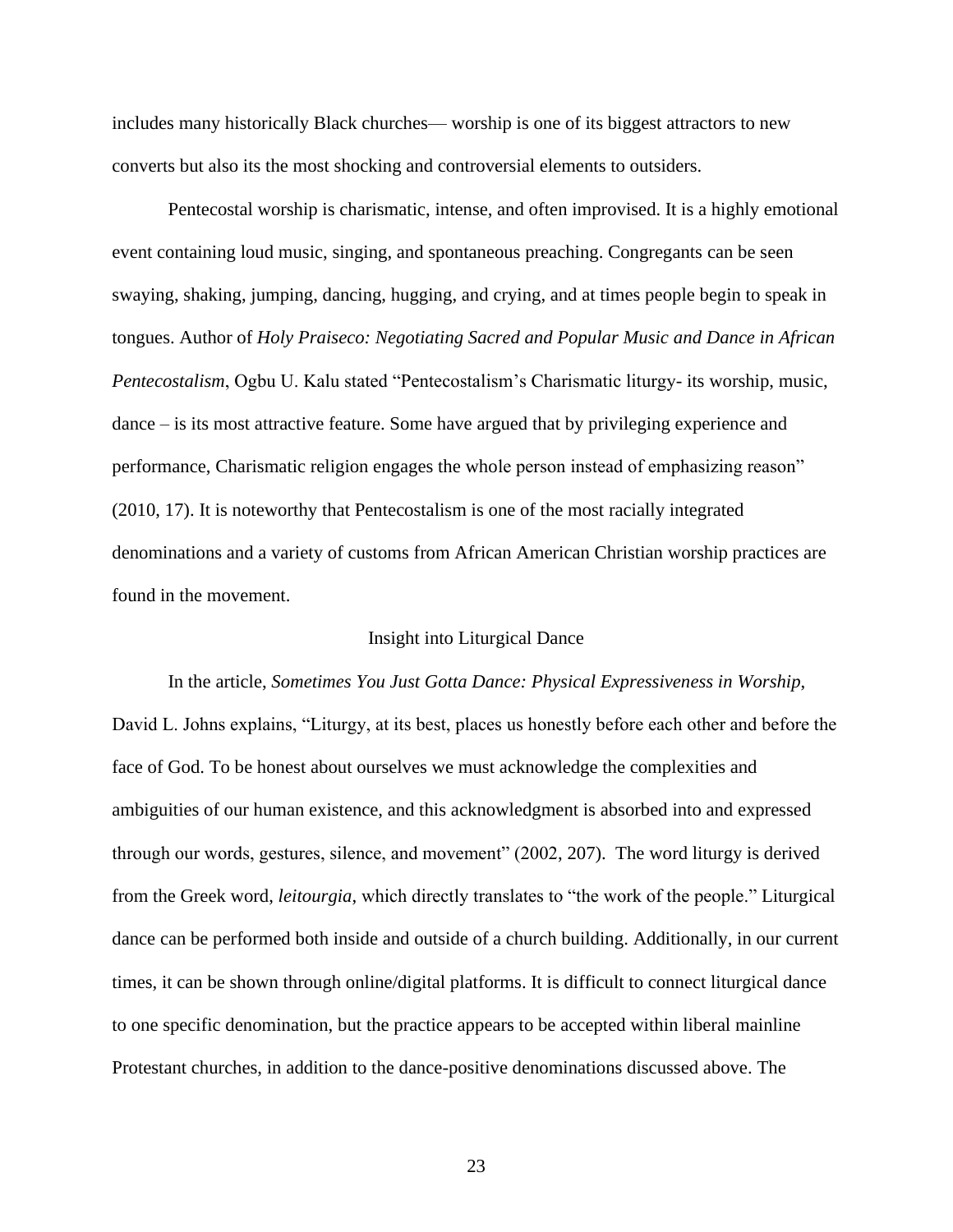includes many historically Black churches— worship is one of its biggest attractors to new converts but also its the most shocking and controversial elements to outsiders.

Pentecostal worship is charismatic, intense, and often improvised. It is a highly emotional event containing loud music, singing, and spontaneous preaching. Congregants can be seen swaying, shaking, jumping, dancing, hugging, and crying, and at times people begin to speak in tongues. Author of *Holy Praiseco: Negotiating Sacred and Popular Music and Dance in African Pentecostalism*, Ogbu U. Kalu stated "Pentecostalism's Charismatic liturgy- its worship, music, dance – is its most attractive feature. Some have argued that by privileging experience and performance, Charismatic religion engages the whole person instead of emphasizing reason" (2010, 17). It is noteworthy that Pentecostalism is one of the most racially integrated denominations and a variety of customs from African American Christian worship practices are found in the movement.

## Insight into Liturgical Dance

In the article, *Sometimes You Just Gotta Dance: Physical Expressiveness in Worship*, David L. Johns explains, "Liturgy, at its best, places us honestly before each other and before the face of God. To be honest about ourselves we must acknowledge the complexities and ambiguities of our human existence, and this acknowledgment is absorbed into and expressed through our words, gestures, silence, and movement" (2002, 207). The word liturgy is derived from the Greek word, *leitourgia*, which directly translates to "the work of the people." Liturgical dance can be performed both inside and outside of a church building. Additionally, in our current times, it can be shown through online/digital platforms. It is difficult to connect liturgical dance to one specific denomination, but the practice appears to be accepted within liberal mainline Protestant churches, in addition to the dance-positive denominations discussed above. The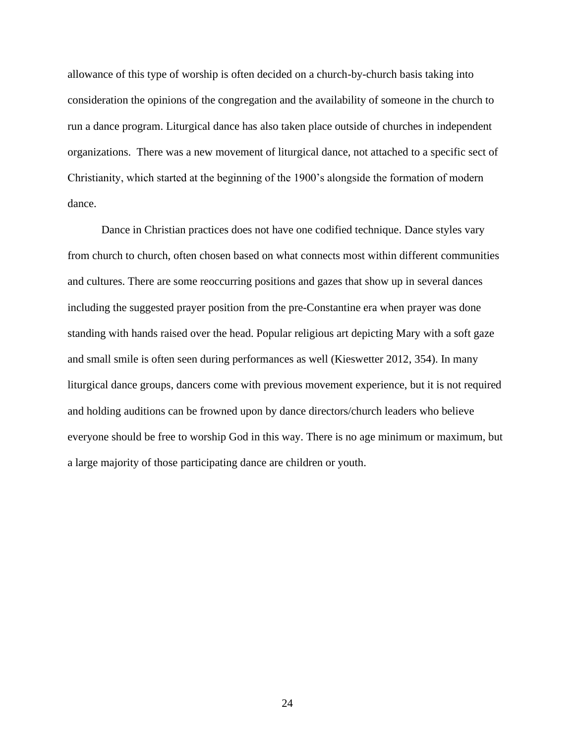allowance of this type of worship is often decided on a church-by-church basis taking into consideration the opinions of the congregation and the availability of someone in the church to run a dance program. Liturgical dance has also taken place outside of churches in independent organizations. There was a new movement of liturgical dance, not attached to a specific sect of Christianity, which started at the beginning of the 1900's alongside the formation of modern dance.

Dance in Christian practices does not have one codified technique. Dance styles vary from church to church, often chosen based on what connects most within different communities and cultures. There are some reoccurring positions and gazes that show up in several dances including the suggested prayer position from the pre-Constantine era when prayer was done standing with hands raised over the head. Popular religious art depicting Mary with a soft gaze and small smile is often seen during performances as well (Kieswetter 2012, 354). In many liturgical dance groups, dancers come with previous movement experience, but it is not required and holding auditions can be frowned upon by dance directors/church leaders who believe everyone should be free to worship God in this way. There is no age minimum or maximum, but a large majority of those participating dance are children or youth.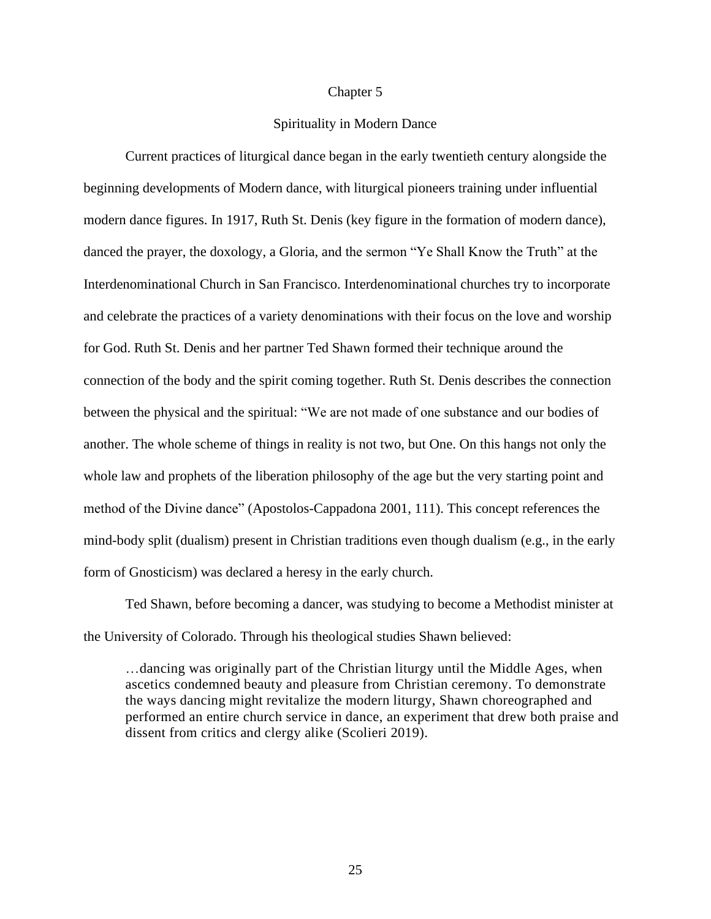# Chapter 5

## Spirituality in Modern Dance

Current practices of liturgical dance began in the early twentieth century alongside the beginning developments of Modern dance, with liturgical pioneers training under influential modern dance figures. In 1917, Ruth St. Denis (key figure in the formation of modern dance), danced the prayer, the doxology, a Gloria, and the sermon "Ye Shall Know the Truth" at the Interdenominational Church in San Francisco. Interdenominational churches try to incorporate and celebrate the practices of a variety denominations with their focus on the love and worship for God. Ruth St. Denis and her partner Ted Shawn formed their technique around the connection of the body and the spirit coming together. Ruth St. Denis describes the connection between the physical and the spiritual: "We are not made of one substance and our bodies of another. The whole scheme of things in reality is not two, but One. On this hangs not only the whole law and prophets of the liberation philosophy of the age but the very starting point and method of the Divine dance" (Apostolos-Cappadona 2001, 111). This concept references the mind-body split (dualism) present in Christian traditions even though dualism (e.g., in the early form of Gnosticism) was declared a heresy in the early church.

Ted Shawn, before becoming a dancer, was studying to become a Methodist minister at the University of Colorado. Through his theological studies Shawn believed:

> …dancing was originally part of the Christian liturgy until the Middle Ages, when ascetics condemned beauty and pleasure from Christian ceremony. To demonstrate the ways dancing might revitalize the modern liturgy, Shawn choreographed and performed an entire church service in dance, an experiment that drew both praise and dissent from critics and clergy alike (Scolieri 2019).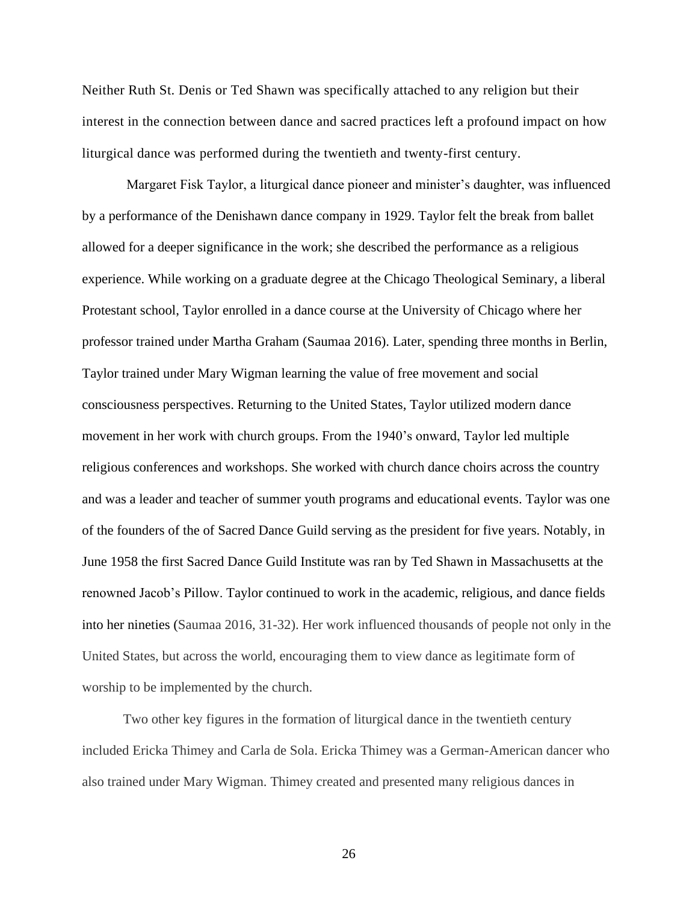Neither Ruth St. Denis or Ted Shawn was specifically attached to any religion but their interest in the connection between dance and sacred practices left a profound impact on how liturgical dance was performed during the twentieth and twenty-first century.

Margaret Fisk Taylor, a liturgical dance pioneer and minister's daughter, was influenced by a performance of the Denishawn dance company in 1929. Taylor felt the break from ballet allowed for a deeper significance in the work; she described the performance as a religious experience. While working on a graduate degree at the Chicago Theological Seminary, a liberal Protestant school, Taylor enrolled in a dance course at the University of Chicago where her professor trained under Martha Graham (Saumaa 2016). Later, spending three months in Berlin, Taylor trained under Mary Wigman learning the value of free movement and social consciousness perspectives. Returning to the United States, Taylor utilized modern dance movement in her work with church groups. From the 1940's onward, Taylor led multiple religious conferences and workshops. She worked with church dance choirs across the country and was a leader and teacher of summer youth programs and educational events. Taylor was one of the founders of the of Sacred Dance Guild serving as the president for five years. Notably, in June 1958 the first Sacred Dance Guild Institute was ran by Ted Shawn in Massachusetts at the renowned Jacob's Pillow. Taylor continued to work in the academic, religious, and dance fields into her nineties (Saumaa 2016, 31-32). Her work influenced thousands of people not only in the United States, but across the world, encouraging them to view dance as legitimate form of worship to be implemented by the church.

Two other key figures in the formation of liturgical dance in the twentieth century included Ericka Thimey and Carla de Sola. Ericka Thimey was a German-American dancer who also trained under Mary Wigman. Thimey created and presented many religious dances in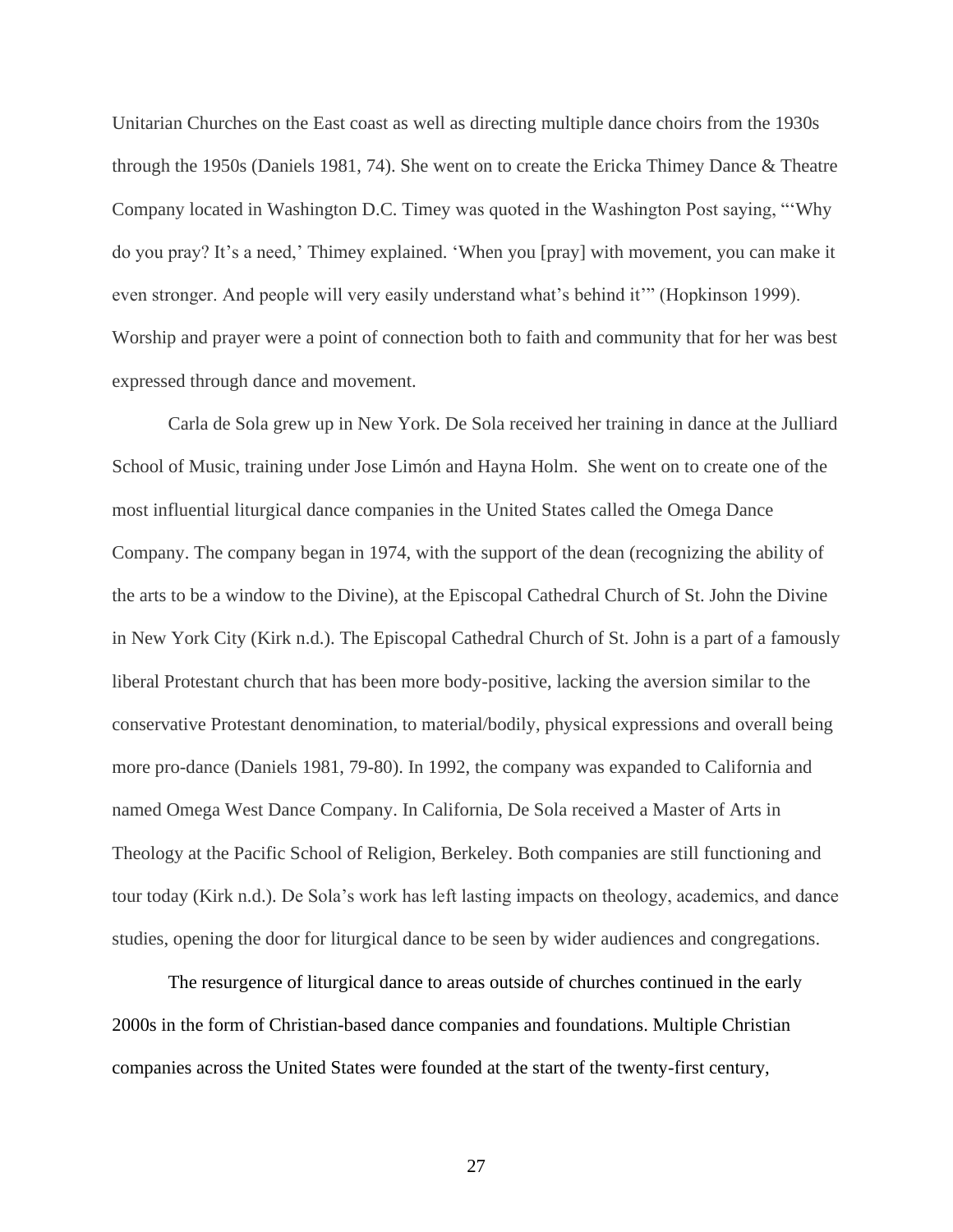Unitarian Churches on the East coast as well as directing multiple dance choirs from the 1930s through the 1950s (Daniels 1981, 74). She went on to create the Ericka Thimey Dance & Theatre Company located in Washington D.C. Timey was quoted in the Washington Post saying, "'Why do you pray? It's a need,' Thimey explained. 'When you [pray] with movement, you can make it even stronger. And people will very easily understand what's behind it'" (Hopkinson 1999). Worship and prayer were a point of connection both to faith and community that for her was best expressed through dance and movement.

Carla de Sola grew up in New York. De Sola received her training in dance at the Julliard School of Music, training under Jose Limón and Hayna Holm. She went on to create one of the most influential liturgical dance companies in the United States called the Omega Dance Company. The company began in 1974, with the support of the dean (recognizing the ability of the arts to be a window to the Divine), at the Episcopal Cathedral Church of St. John the Divine in New York City (Kirk n.d.). The Episcopal Cathedral Church of St. John is a part of a famously liberal Protestant church that has been more body-positive, lacking the aversion similar to the conservative Protestant denomination, to material/bodily, physical expressions and overall being more pro-dance (Daniels 1981, 79-80). In 1992, the company was expanded to California and named Omega West Dance Company. In California, De Sola received a Master of Arts in Theology at the Pacific School of Religion, Berkeley. Both companies are still functioning and tour today (Kirk n.d.). De Sola's work has left lasting impacts on theology, academics, and dance studies, opening the door for liturgical dance to be seen by wider audiences and congregations.

The resurgence of liturgical dance to areas outside of churches continued in the early 2000s in the form of Christian-based dance companies and foundations. Multiple Christian companies across the United States were founded at the start of the twenty-first century,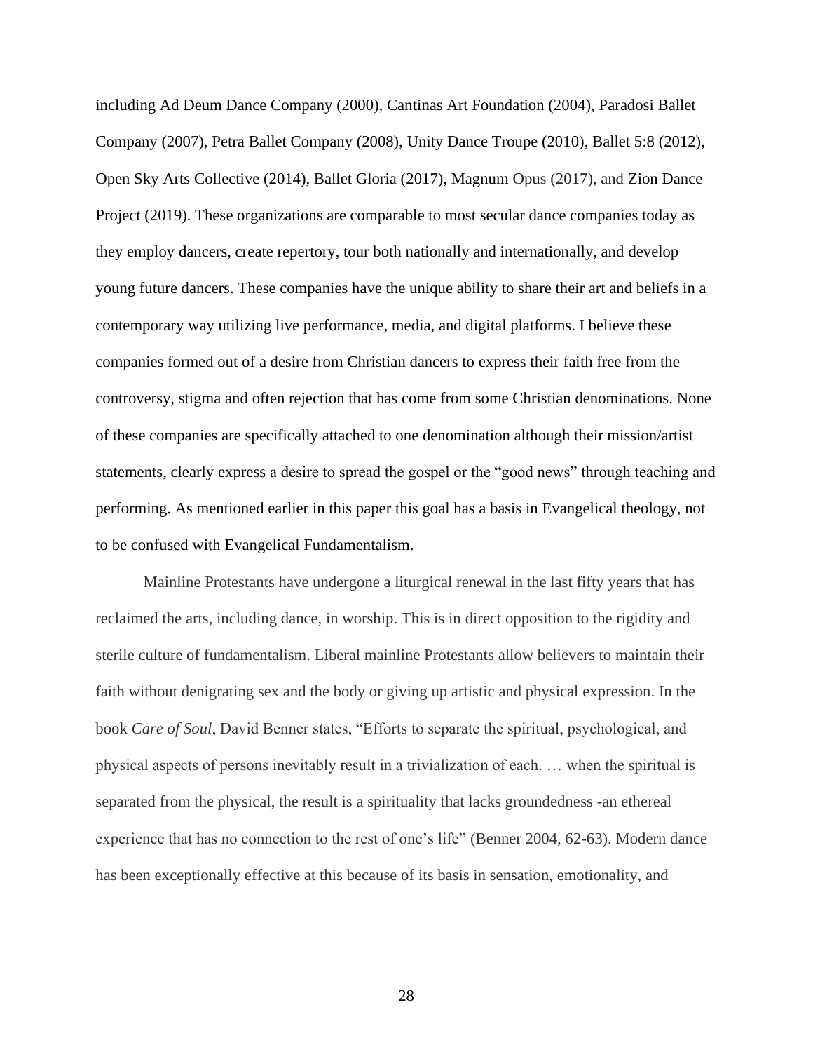including Ad Deum Dance Company (2000), Cantinas Art Foundation (2004), Paradosi Ballet Company (2007), Petra Ballet Company (2008), Unity Dance Troupe (2010), Ballet 5:8 (2012), Open Sky Arts Collective (2014), Ballet Gloria (2017), Magnum Opus (2017), and Zion Dance Project (2019). These organizations are comparable to most secular dance companies today as they employ dancers, create repertory, tour both nationally and internationally, and develop young future dancers. These companies have the unique ability to share their art and beliefs in a contemporary way utilizing live performance, media, and digital platforms. I believe these companies formed out of a desire from Christian dancers to express their faith free from the controversy, stigma and often rejection that has come from some Christian denominations. None of these companies are specifically attached to one denomination although their mission/artist statements, clearly express a desire to spread the gospel or the "good news" through teaching and performing. As mentioned earlier in this paper this goal has a basis in Evangelical theology, not to be confused with Evangelical Fundamentalism.

Mainline Protestants have undergone a liturgical renewal in the last fifty years that has reclaimed the arts, including dance, in worship. This is in direct opposition to the rigidity and sterile culture of fundamentalism. Liberal mainline Protestants allow believers to maintain their faith without denigrating sex and the body or giving up artistic and physical expression. In the book *Care of Soul*, David Benner states, "Efforts to separate the spiritual, psychological, and physical aspects of persons inevitably result in a trivialization of each. … when the spiritual is separated from the physical, the result is a spirituality that lacks groundedness -an ethereal experience that has no connection to the rest of one's life" (Benner 2004, 62-63). Modern dance has been exceptionally effective at this because of its basis in sensation, emotionality, and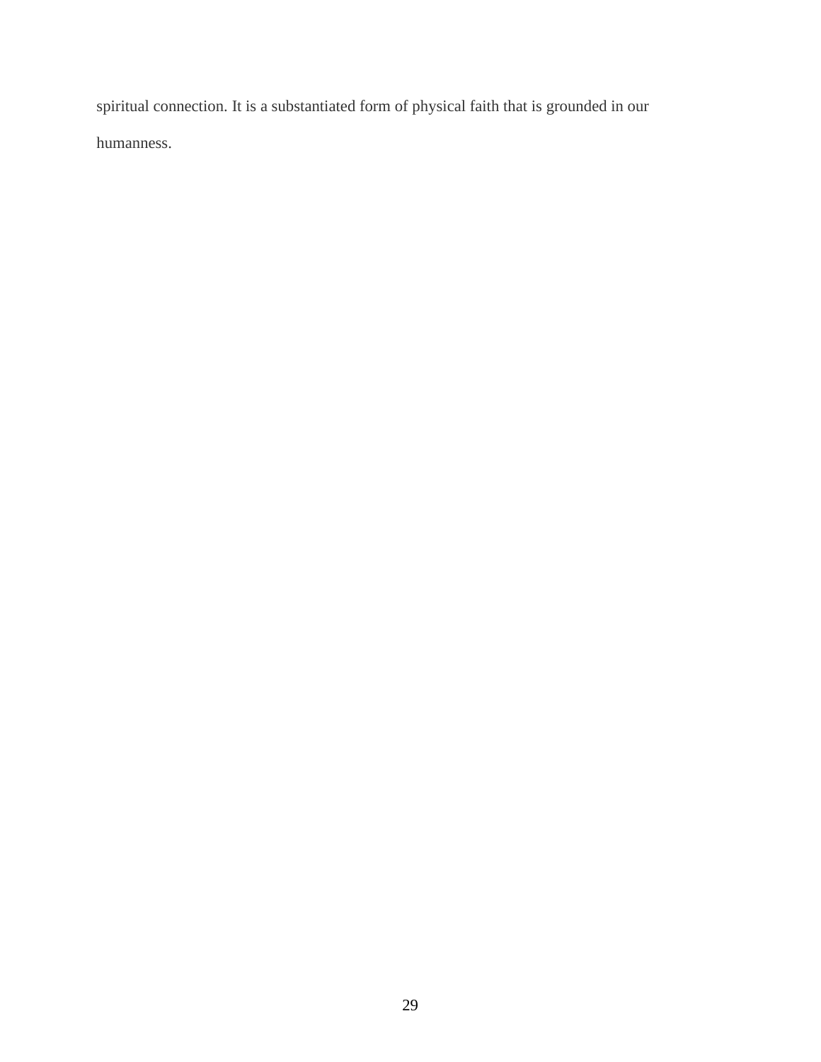spiritual connection. It is a substantiated form of physical faith that is grounded in our humanness.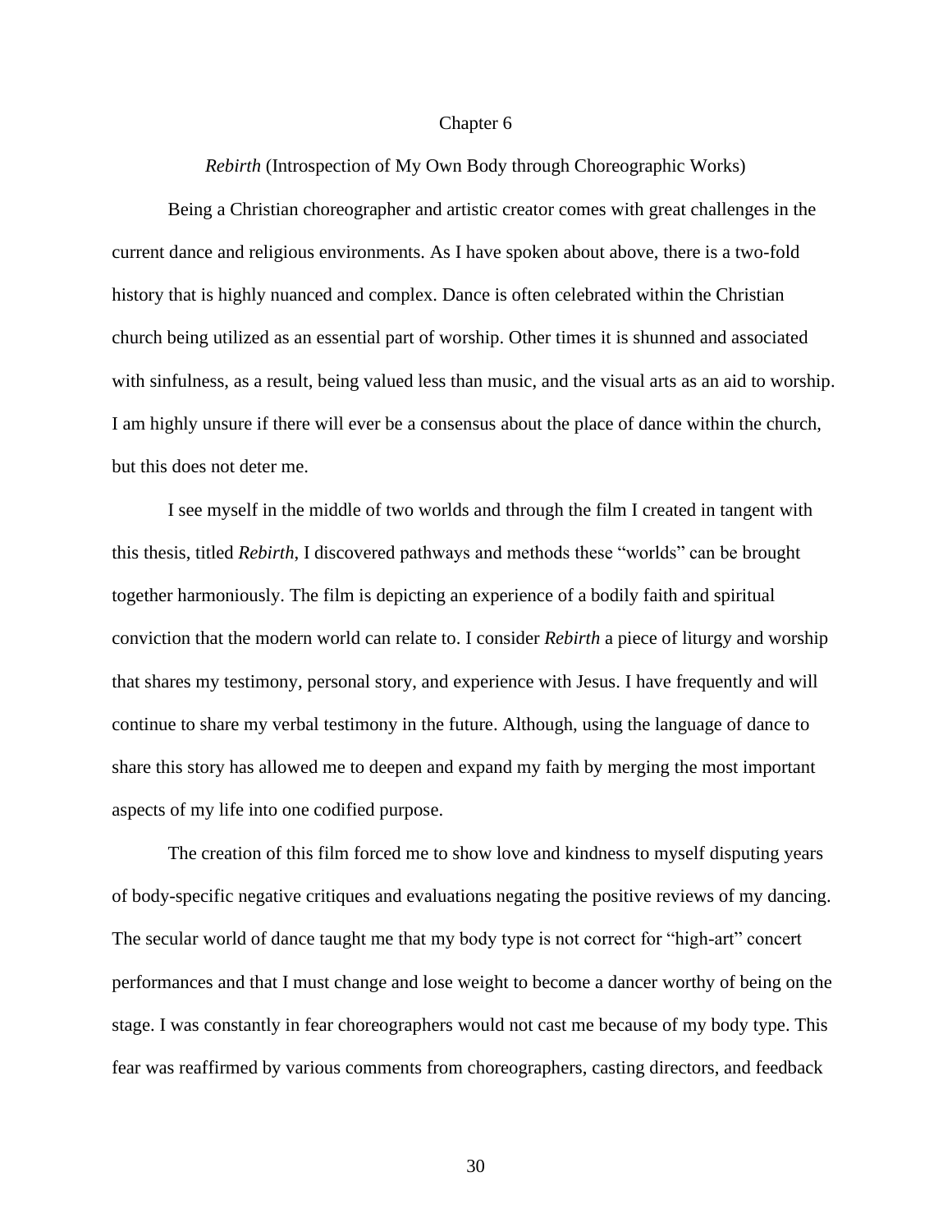# Chapter 6

## *Rebirth* (Introspection of My Own Body through Choreographic Works)

Being a Christian choreographer and artistic creator comes with great challenges in the current dance and religious environments. As I have spoken about above, there is a two-fold history that is highly nuanced and complex. Dance is often celebrated within the Christian church being utilized as an essential part of worship. Other times it is shunned and associated with sinfulness, as a result, being valued less than music, and the visual arts as an aid to worship. I am highly unsure if there will ever be a consensus about the place of dance within the church, but this does not deter me.

I see myself in the middle of two worlds and through the film I created in tangent with this thesis, titled *Rebirth*, I discovered pathways and methods these "worlds" can be brought together harmoniously. The film is depicting an experience of a bodily faith and spiritual conviction that the modern world can relate to. I consider *Rebirth* a piece of liturgy and worship that shares my testimony, personal story, and experience with Jesus. I have frequently and will continue to share my verbal testimony in the future. Although, using the language of dance to share this story has allowed me to deepen and expand my faith by merging the most important aspects of my life into one codified purpose.

The creation of this film forced me to show love and kindness to myself disputing years of body-specific negative critiques and evaluations negating the positive reviews of my dancing. The secular world of dance taught me that my body type is not correct for "high-art" concert performances and that I must change and lose weight to become a dancer worthy of being on the stage. I was constantly in fear choreographers would not cast me because of my body type. This fear was reaffirmed by various comments from choreographers, casting directors, and feedback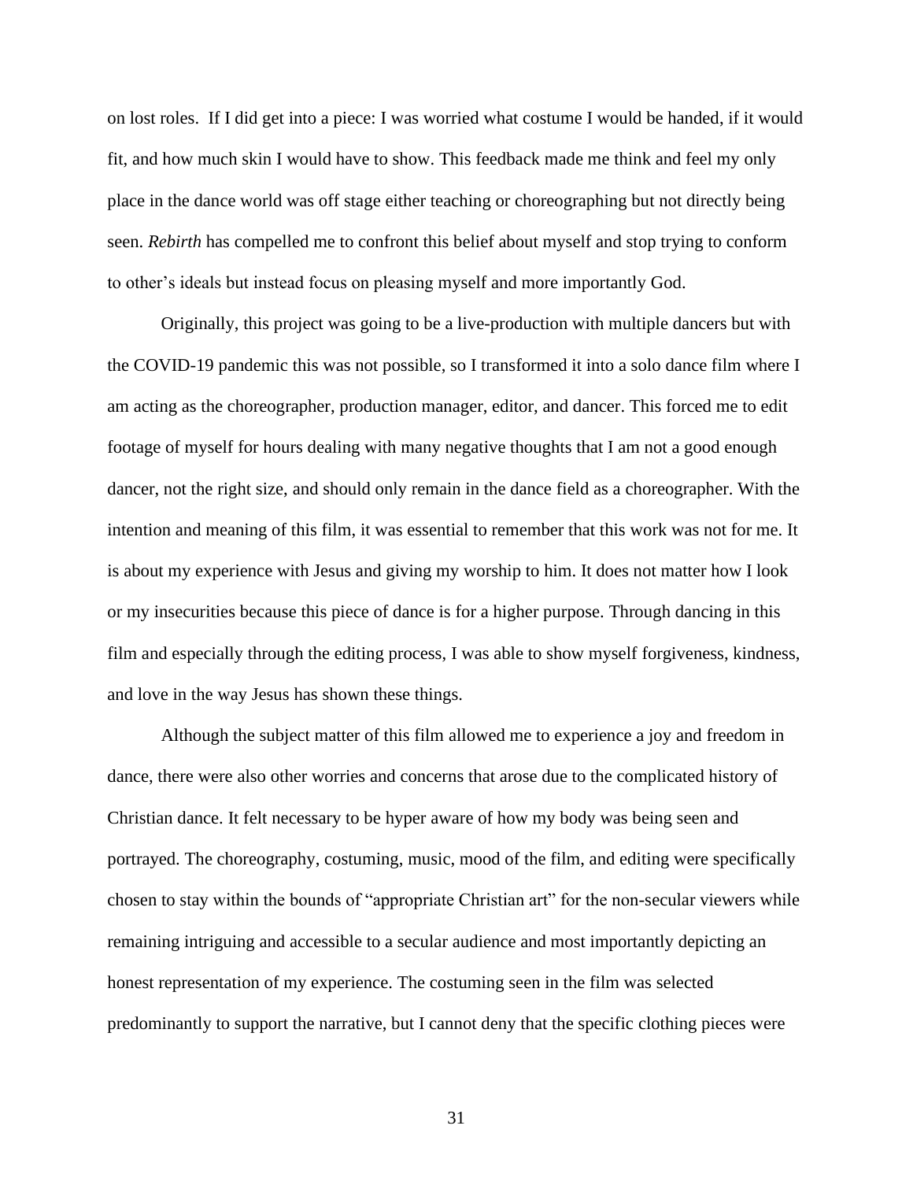on lost roles.  If I did get into a piece: I was worried what costume I would be handed, if it would fit, and how much skin I would have to show. This feedback made me think and feel my only place in the dance world was off stage either teaching or choreographing but not directly being seen. *Rebirth* has compelled me to confront this belief about myself and stop trying to conform to other's ideals but instead focus on pleasing myself and more importantly God.

Originally, this project was going to be a live-production with multiple dancers but with the COVID-19 pandemic this was not possible, so I transformed it into a solo dance film where I am acting as the choreographer, production manager, editor, and dancer. This forced me to edit footage of myself for hours dealing with many negative thoughts that I am not a good enough dancer, not the right size, and should only remain in the dance field as a choreographer. With the intention and meaning of this film, it was essential to remember that this work was not for me. It is about my experience with Jesus and giving my worship to him. It does not matter how I look or my insecurities because this piece of dance is for a higher purpose. Through dancing in this film and especially through the editing process, I was able to show myself forgiveness, kindness, and love in the way Jesus has shown these things.

Although the subject matter of this film allowed me to experience a joy and freedom in dance, there were also other worries and concerns that arose due to the complicated history of Christian dance. It felt necessary to be hyper aware of how my body was being seen and portrayed. The choreography, costuming, music, mood of the film, and editing were specifically chosen to stay within the bounds of "appropriate Christian art" for the non-secular viewers while remaining intriguing and accessible to a secular audience and most importantly depicting an honest representation of my experience. The costuming seen in the film was selected predominantly to support the narrative, but I cannot deny that the specific clothing pieces were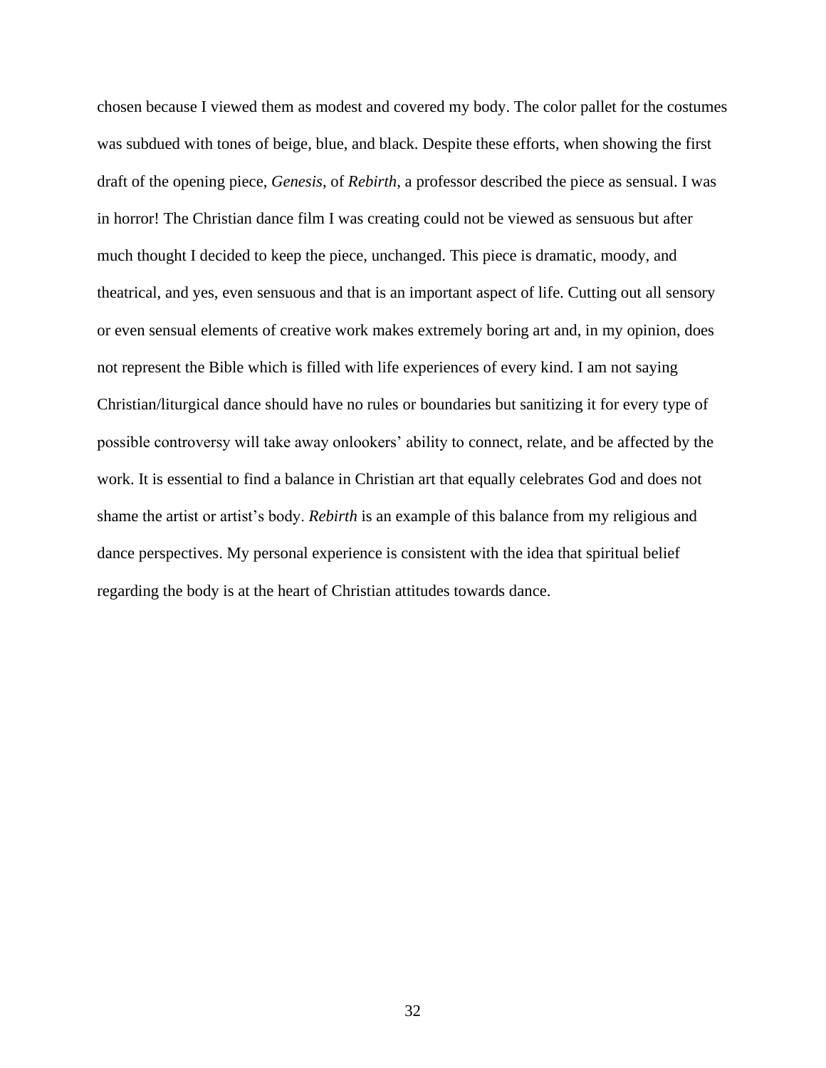chosen because I viewed them as modest and covered my body. The color pallet for the costumes was subdued with tones of beige, blue, and black. Despite these efforts, when showing the first draft of the opening piece, *Genesis*, of *Rebirth*, a professor described the piece as sensual. I was in horror! The Christian dance film I was creating could not be viewed as sensuous but after much thought I decided to keep the piece, unchanged. This piece is dramatic, moody, and theatrical, and yes, even sensuous and that is an important aspect of life. Cutting out all sensory or even sensual elements of creative work makes extremely boring art and, in my opinion, does not represent the Bible which is filled with life experiences of every kind. I am not saying Christian/liturgical dance should have no rules or boundaries but sanitizing it for every type of possible controversy will take away onlookers' ability to connect, relate, and be affected by the work. It is essential to find a balance in Christian art that equally celebrates God and does not shame the artist or artist's body. *Rebirth* is an example of this balance from my religious and dance perspectives. My personal experience is consistent with the idea that spiritual belief regarding the body is at the heart of Christian attitudes towards dance.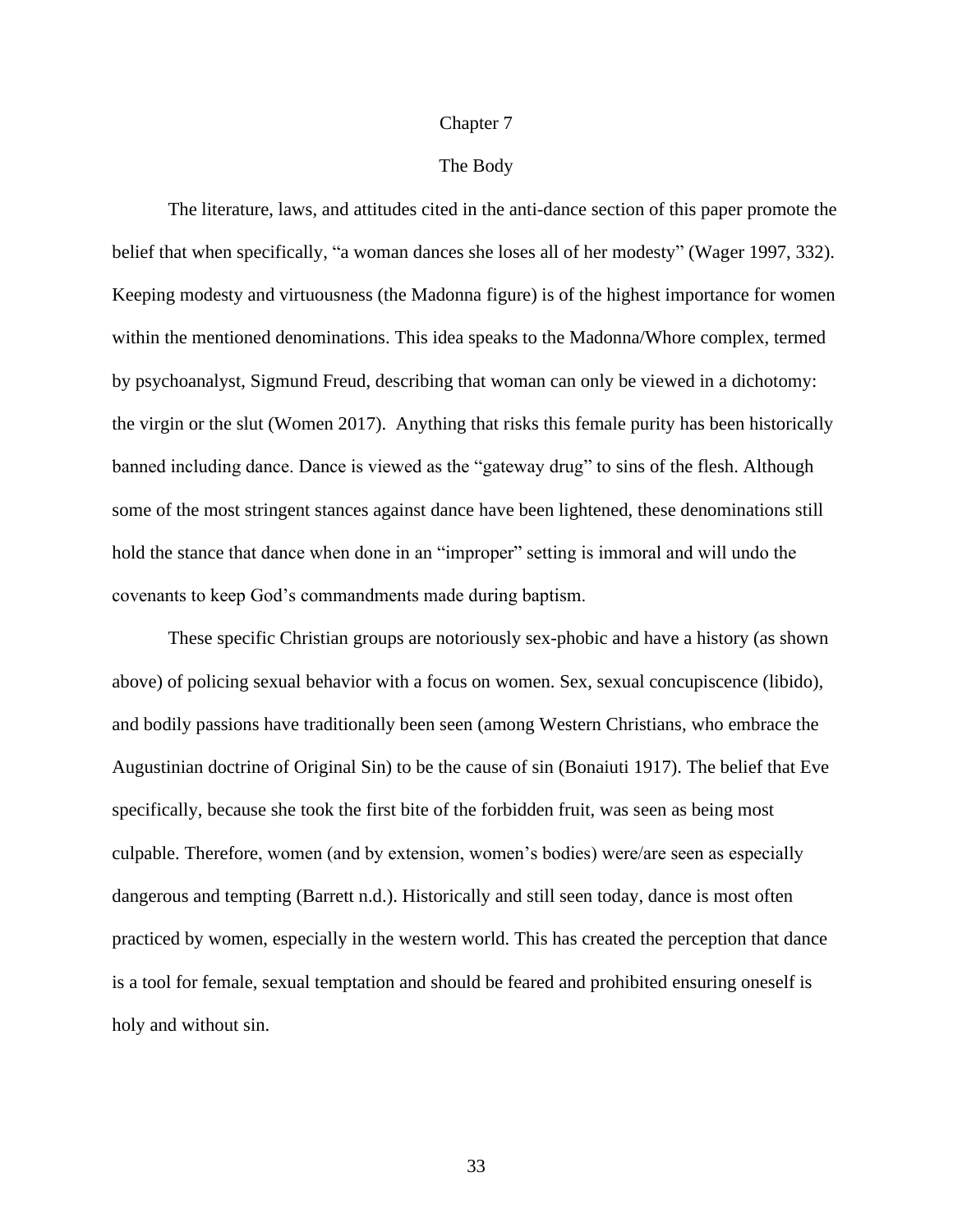# Chapter 7

## The Body

The literature, laws, and attitudes cited in the anti-dance section of this paper promote the belief that when specifically, "a woman dances she loses all of her modesty" (Wager 1997, 332). Keeping modesty and virtuousness (the Madonna figure) is of the highest importance for women within the mentioned denominations. This idea speaks to the Madonna/Whore complex, termed by psychoanalyst, Sigmund Freud, describing that woman can only be viewed in a dichotomy: the virgin or the slut (Women 2017). Anything that risks this female purity has been historically banned including dance. Dance is viewed as the "gateway drug" to sins of the flesh. Although some of the most stringent stances against dance have been lightened, these denominations still hold the stance that dance when done in an "improper" setting is immoral and will undo the covenants to keep God's commandments made during baptism.

These specific Christian groups are notoriously sex-phobic and have a history (as shown above) of policing sexual behavior with a focus on women. Sex, sexual concupiscence (libido), and bodily passions have traditionally been seen (among Western Christians, who embrace the Augustinian doctrine of Original Sin) to be the cause of sin (Bonaiuti 1917). The belief that Eve specifically, because she took the first bite of the forbidden fruit, was seen as being most culpable. Therefore, women (and by extension, women's bodies) were/are seen as especially dangerous and tempting (Barrett n.d.). Historically and still seen today, dance is most often practiced by women, especially in the western world. This has created the perception that dance is a tool for female, sexual temptation and should be feared and prohibited ensuring oneself is holy and without sin.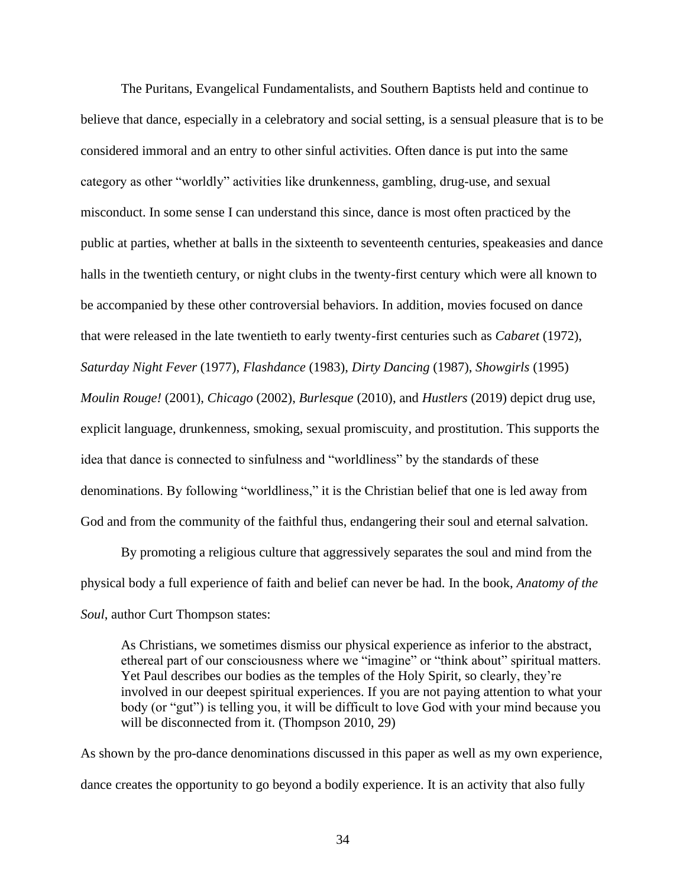The Puritans, Evangelical Fundamentalists, and Southern Baptists held and continue to believe that dance, especially in a celebratory and social setting, is a sensual pleasure that is to be considered immoral and an entry to other sinful activities. Often dance is put into the same category as other "worldly" activities like drunkenness, gambling, drug-use, and sexual misconduct. In some sense I can understand this since, dance is most often practiced by the public at parties, whether at balls in the sixteenth to seventeenth centuries, speakeasies and dance halls in the twentieth century, or night clubs in the twenty-first century which were all known to be accompanied by these other controversial behaviors. In addition, movies focused on dance that were released in the late twentieth to early twenty-first centuries such as *Cabaret* (1972), *Saturday Night Fever* (1977), *Flashdance* (1983), *Dirty Dancing* (1987), *Showgirls* (1995) *Moulin Rouge!* (2001), *Chicago* (2002), *Burlesque* (2010), and *Hustlers* (2019) depict drug use, explicit language, drunkenness, smoking, sexual promiscuity, and prostitution. This supports the idea that dance is connected to sinfulness and "worldliness" by the standards of these denominations. By following "worldliness," it is the Christian belief that one is led away from God and from the community of the faithful thus, endangering their soul and eternal salvation.

By promoting a religious culture that aggressively separates the soul and mind from the physical body a full experience of faith and belief can never be had. In the book, *Anatomy of the Soul*, author Curt Thompson states:

> As Christians, we sometimes dismiss our physical experience as inferior to the abstract, ethereal part of our consciousness where we "imagine" or "think about" spiritual matters. Yet Paul describes our bodies as the temples of the Holy Spirit, so clearly, they're involved in our deepest spiritual experiences. If you are not paying attention to what your body (or "gut") is telling you, it will be difficult to love God with your mind because you will be disconnected from it. (Thompson 2010, 29)

As shown by the pro-dance denominations discussed in this paper as well as my own experience, dance creates the opportunity to go beyond a bodily experience. It is an activity that also fully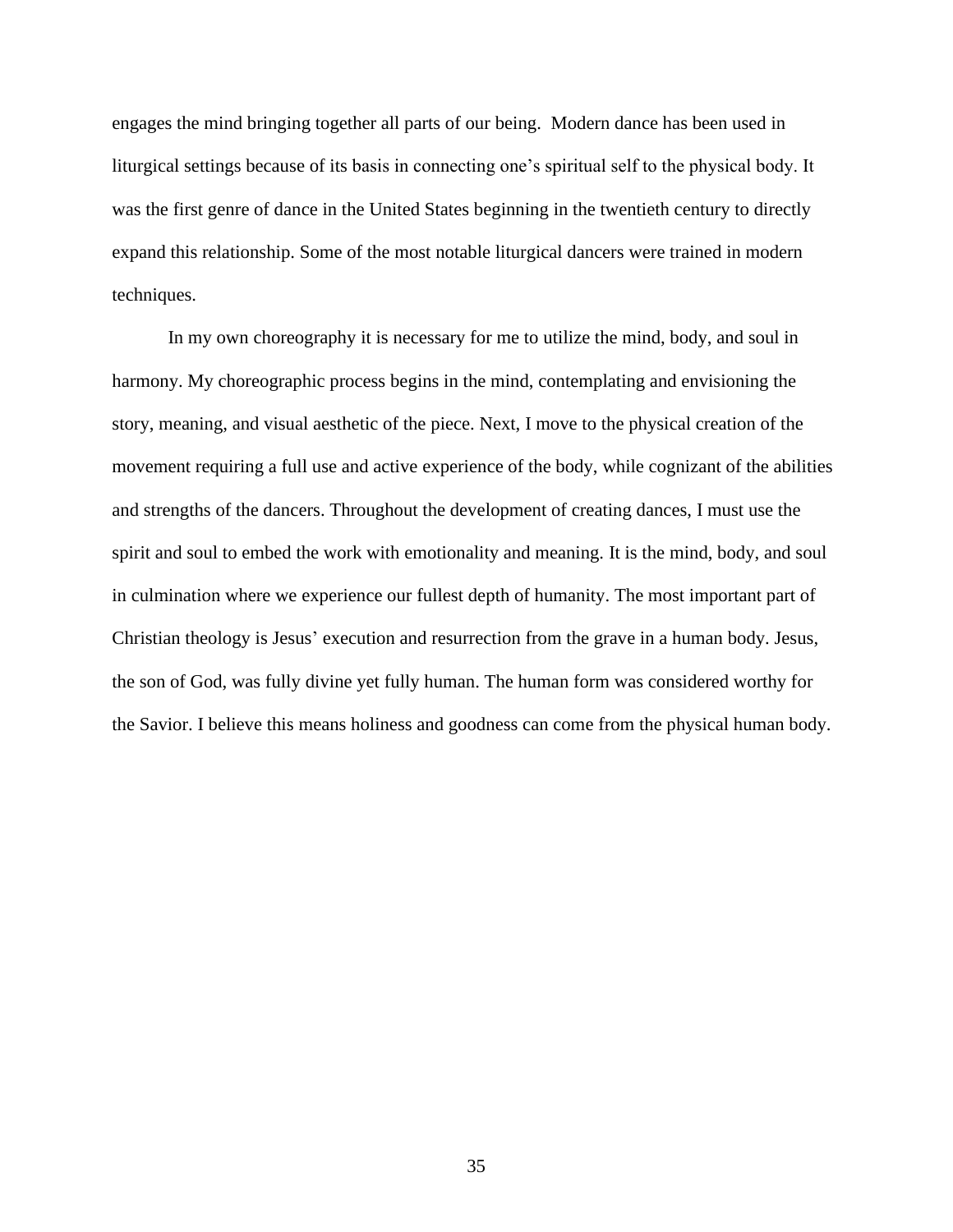engages the mind bringing together all parts of our being. Modern dance has been used in liturgical settings because of its basis in connecting one's spiritual self to the physical body. It was the first genre of dance in the United States beginning in the twentieth century to directly expand this relationship. Some of the most notable liturgical dancers were trained in modern techniques.

In my own choreography it is necessary for me to utilize the mind, body, and soul in harmony. My choreographic process begins in the mind, contemplating and envisioning the story, meaning, and visual aesthetic of the piece. Next, I move to the physical creation of the movement requiring a full use and active experience of the body, while cognizant of the abilities and strengths of the dancers. Throughout the development of creating dances, I must use the spirit and soul to embed the work with emotionality and meaning. It is the mind, body, and soul in culmination where we experience our fullest depth of humanity. The most important part of Christian theology is Jesus' execution and resurrection from the grave in a human body. Jesus, the son of God, was fully divine yet fully human. The human form was considered worthy for the Savior. I believe this means holiness and goodness can come from the physical human body.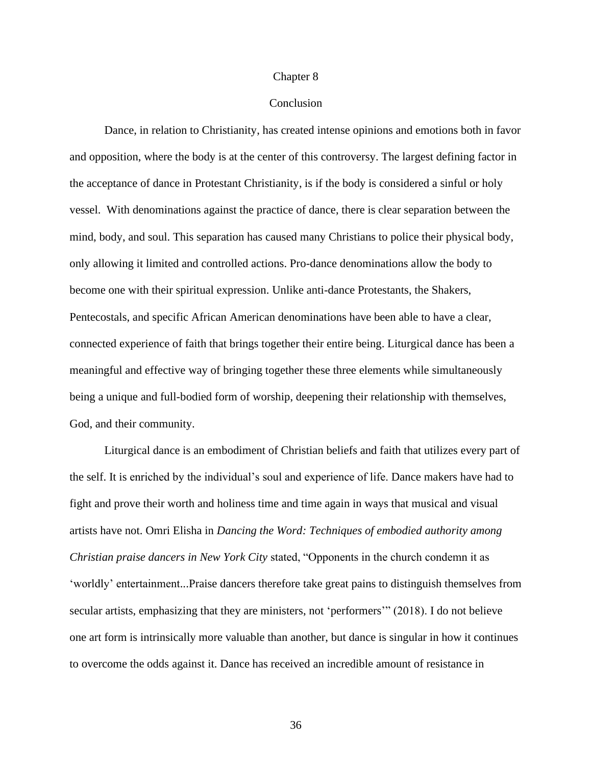# Chapter 8

## Conclusion

Dance, in relation to Christianity, has created intense opinions and emotions both in favor and opposition, where the body is at the center of this controversy. The largest defining factor in the acceptance of dance in Protestant Christianity, is if the body is considered a sinful or holy vessel. With denominations against the practice of dance, there is clear separation between the mind, body, and soul. This separation has caused many Christians to police their physical body, only allowing it limited and controlled actions. Pro-dance denominations allow the body to become one with their spiritual expression. Unlike anti-dance Protestants, the Shakers, Pentecostals, and specific African American denominations have been able to have a clear, connected experience of faith that brings together their entire being. Liturgical dance has been a meaningful and effective way of bringing together these three elements while simultaneously being a unique and full-bodied form of worship, deepening their relationship with themselves, God, and their community.

Liturgical dance is an embodiment of Christian beliefs and faith that utilizes every part of the self. It is enriched by the individual's soul and experience of life. Dance makers have had to fight and prove their worth and holiness time and time again in ways that musical and visual artists have not. Omri Elisha in *Dancing the Word: Techniques of embodied authority among Christian praise dancers in New York City* stated, "Opponents in the church condemn it as 'worldly' entertainment...Praise dancers therefore take great pains to distinguish themselves from secular artists, emphasizing that they are ministers, not 'performers'" (2018). I do not believe one art form is intrinsically more valuable than another, but dance is singular in how it continues to overcome the odds against it. Dance has received an incredible amount of resistance in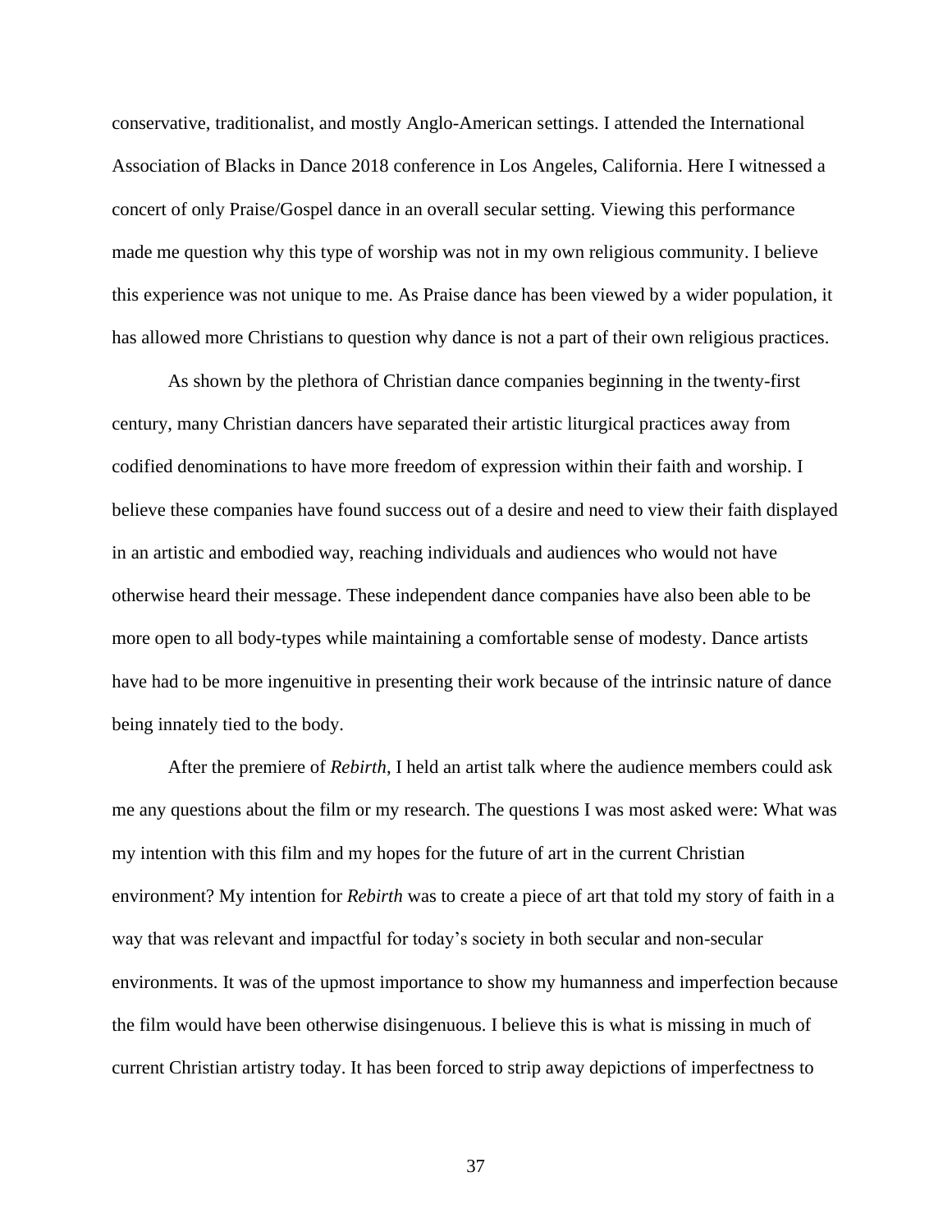conservative, traditionalist, and mostly Anglo-American settings. I attended the International Association of Blacks in Dance 2018 conference in Los Angeles, California. Here I witnessed a concert of only Praise/Gospel dance in an overall secular setting. Viewing this performance made me question why this type of worship was not in my own religious community. I believe this experience was not unique to me. As Praise dance has been viewed by a wider population, it has allowed more Christians to question why dance is not a part of their own religious practices.

As shown by the plethora of Christian dance companies beginning in the twenty-first century, many Christian dancers have separated their artistic liturgical practices away from codified denominations to have more freedom of expression within their faith and worship. I believe these companies have found success out of a desire and need to view their faith displayed in an artistic and embodied way, reaching individuals and audiences who would not have otherwise heard their message. These independent dance companies have also been able to be more open to all body-types while maintaining a comfortable sense of modesty. Dance artists have had to be more ingenuitive in presenting their work because of the intrinsic nature of dance being innately tied to the body.

After the premiere of *Rebirth*, I held an artist talk where the audience members could ask me any questions about the film or my research. The questions I was most asked were: What was my intention with this film and my hopes for the future of art in the current Christian environment? My intention for *Rebirth* was to create a piece of art that told my story of faith in a way that was relevant and impactful for today's society in both secular and non-secular environments. It was of the upmost importance to show my humanness and imperfection because the film would have been otherwise disingenuous. I believe this is what is missing in much of current Christian artistry today. It has been forced to strip away depictions of imperfectness to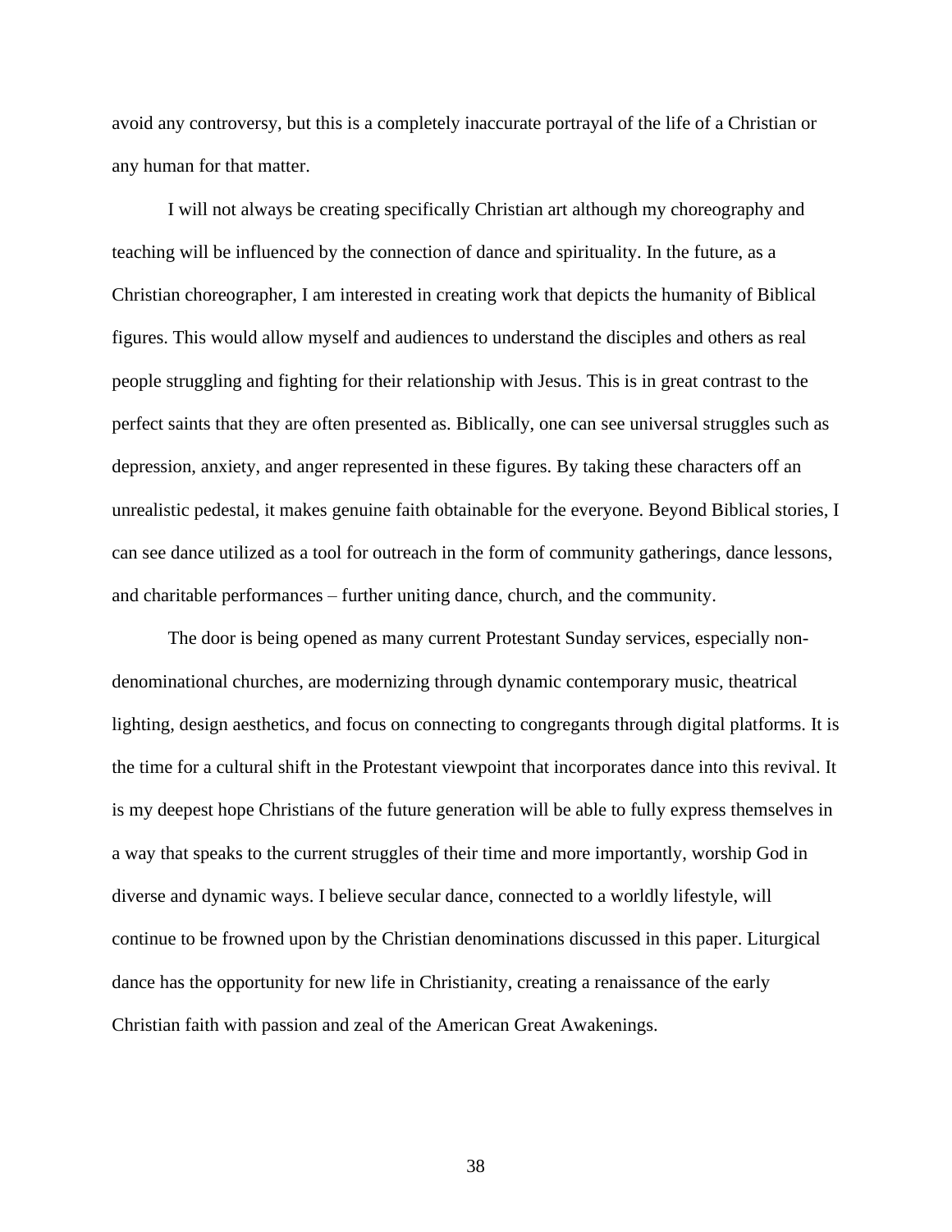avoid any controversy, but this is a completely inaccurate portrayal of the life of a Christian or any human for that matter.

I will not always be creating specifically Christian art although my choreography and teaching will be influenced by the connection of dance and spirituality. In the future, as a Christian choreographer, I am interested in creating work that depicts the humanity of Biblical figures. This would allow myself and audiences to understand the disciples and others as real people struggling and fighting for their relationship with Jesus. This is in great contrast to the perfect saints that they are often presented as. Biblically, one can see universal struggles such as depression, anxiety, and anger represented in these figures. By taking these characters off an unrealistic pedestal, it makes genuine faith obtainable for the everyone. Beyond Biblical stories, I can see dance utilized as a tool for outreach in the form of community gatherings, dance lessons, and charitable performances – further uniting dance, church, and the community.

The door is being opened as many current Protestant Sunday services, especially non-denominational churches, are modernizing through dynamic contemporary music, theatrical lighting, design aesthetics, and focus on connecting to congregants through digital platforms. It is the time for a cultural shift in the Protestant viewpoint that incorporates dance into this revival. It is my deepest hope Christians of the future generation will be able to fully express themselves in a way that speaks to the current struggles of their time and more importantly, worship God in diverse and dynamic ways. I believe secular dance, connected to a worldly lifestyle, will continue to be frowned upon by the Christian denominations discussed in this paper. Liturgical dance has the opportunity for new life in Christianity, creating a renaissance of the early Christian faith with passion and zeal of the American Great Awakenings.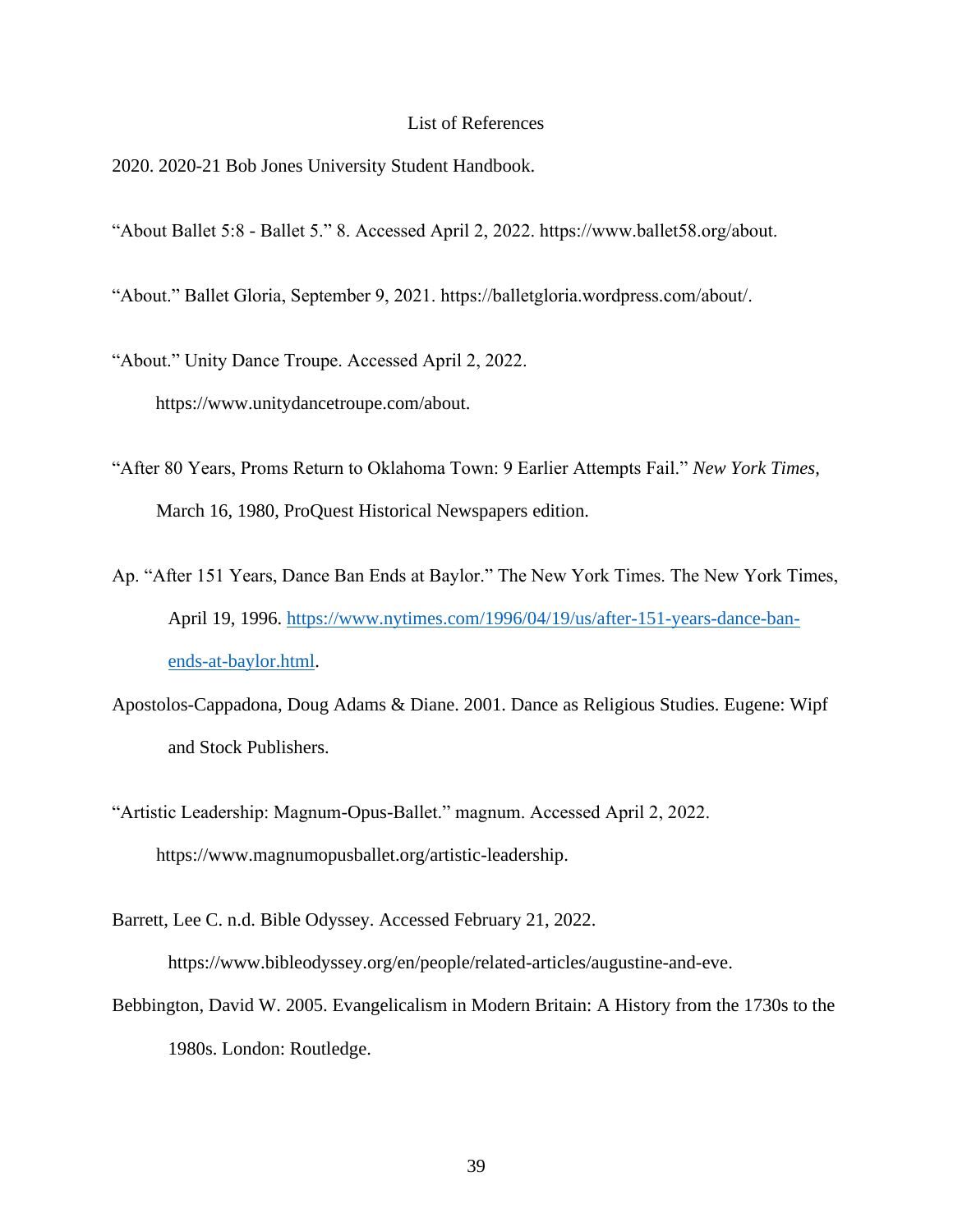# List of References

2020. 2020-21 Bob Jones University Student Handbook.

"About Ballet 5:8 - Ballet 5." 8. Accessed April 2, 2022. https://www.ballet58.org/about.

"About." Ballet Gloria, September 9, 2021. https://balletgloria.wordpress.com/about/.

"About." Unity Dance Troupe. Accessed April 2, 2022. https://www.unitydancetroupe.com/about.

"After 80 Years, Proms Return to Oklahoma Town: 9 Earlier Attempts Fail." *New York Times*, March 16, 1980, ProQuest Historical Newspapers edition.

Ap. "After 151 Years, Dance Ban Ends at Baylor." The New York Times. The New York Times, April 19, 1996. https://www.nytimes.com/1996/04/19/us/after-151-years-dance-ban-ends-at-baylor.html.

Apostolos-Cappadona, Doug Adams & Diane. 2001. Dance as Religious Studies. Eugene: Wipf and Stock Publishers.

"Artistic Leadership: Magnum-Opus-Ballet." magnum. Accessed April 2, 2022. https://www.magnumopusballet.org/artistic-leadership.

Barrett, Lee C. n.d. Bible Odyssey. Accessed February 21, 2022. https://www.bibleodyssey.org/en/people/related-articles/augustine-and-eve.

Bebbington, David W. 2005. Evangelicalism in Modern Britain: A History from the 1730s to the 1980s. London: Routledge.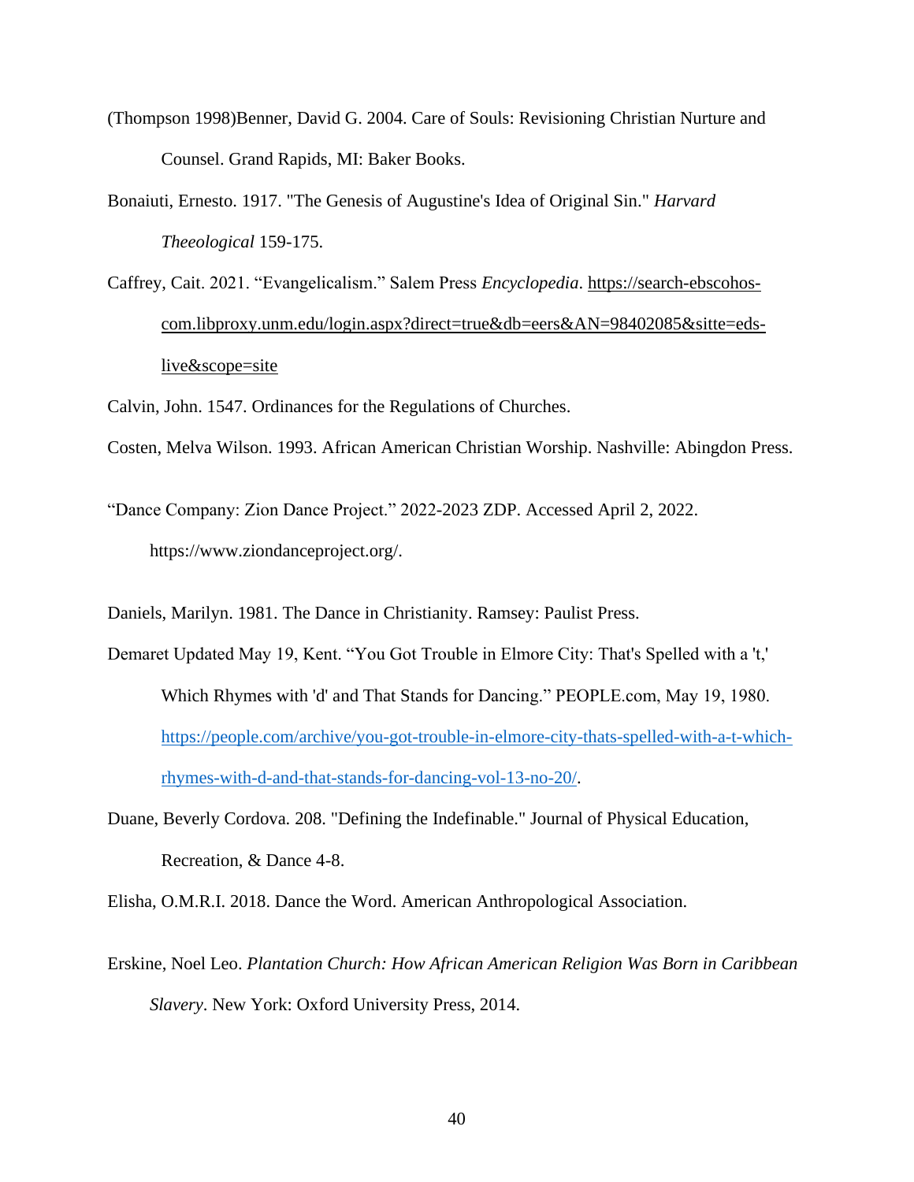(Thompson 1998)Benner, David G. 2004. Care of Souls: Revisioning Christian Nurture and Counsel. Grand Rapids, MI: Baker Books.

Bonaiuti, Ernesto. 1917. "The Genesis of Augustine's Idea of Original Sin." *Harvard Theeological* 159-175.

Caffrey, Cait. 2021. "Evangelicalism." Salem Press *Encyclopedia*. https://search-ebscohos-com.libproxy.unm.edu/login.aspx?direct=true&db=eers&AN=98402085&sitte=eds-live&scope=site

Calvin, John. 1547. Ordinances for the Regulations of Churches.

Costen, Melva Wilson. 1993. African American Christian Worship. Nashville: Abingdon Press.

"Dance Company: Zion Dance Project." 2022-2023 ZDP. Accessed April 2, 2022. https://www.ziondanceproject.org/.

Daniels, Marilyn. 1981. The Dance in Christianity. Ramsey: Paulist Press.

Demaret Updated May 19, Kent. "You Got Trouble in Elmore City: That's Spelled with a 't,' Which Rhymes with 'd' and That Stands for Dancing." PEOPLE.com, May 19, 1980. https://people.com/archive/you-got-trouble-in-elmore-city-thats-spelled-with-a-t-which-rhymes-with-d-and-that-stands-for-dancing-vol-13-no-20/.

Duane, Beverly Cordova. 208. "Defining the Indefinable." Journal of Physical Education, Recreation, & Dance 4-8.

Elisha, O.M.R.I. 2018. Dance the Word. American Anthropological Association.

Erskine, Noel Leo. *Plantation Church: How African American Religion Was Born in Caribbean Slavery*. New York: Oxford University Press, 2014.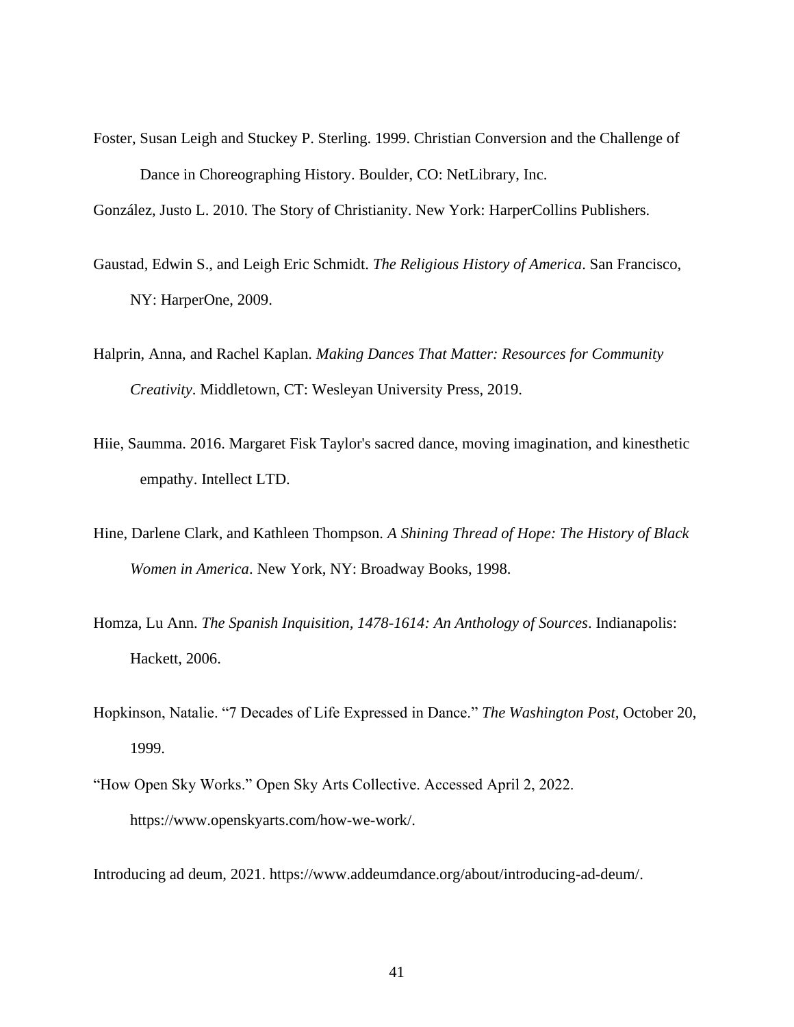Foster, Susan Leigh and Stuckey P. Sterling. 1999. Christian Conversion and the Challenge of Dance in Choreographing History. Boulder, CO: NetLibrary, Inc.

González, Justo L. 2010. The Story of Christianity. New York: HarperCollins Publishers.

Gaustad, Edwin S., and Leigh Eric Schmidt. *The Religious History of America*. San Francisco, NY: HarperOne, 2009.

Halprin, Anna, and Rachel Kaplan. *Making Dances That Matter: Resources for Community Creativity*. Middletown, CT: Wesleyan University Press, 2019.

Hiie, Saumma. 2016. Margaret Fisk Taylor's sacred dance, moving imagination, and kinesthetic empathy. Intellect LTD.

Hine, Darlene Clark, and Kathleen Thompson. *A Shining Thread of Hope: The History of Black Women in America*. New York, NY: Broadway Books, 1998.

Homza, Lu Ann. *The Spanish Inquisition, 1478-1614: An Anthology of Sources*. Indianapolis: Hackett, 2006.

Hopkinson, Natalie. "7 Decades of Life Expressed in Dance." *The Washington Post*, October 20, 1999.

"How Open Sky Works." Open Sky Arts Collective. Accessed April 2, 2022. https://www.openskyarts.com/how-we-work/.

Introducing ad deum, 2021. https://www.addeumdance.org/about/introducing-ad-deum/.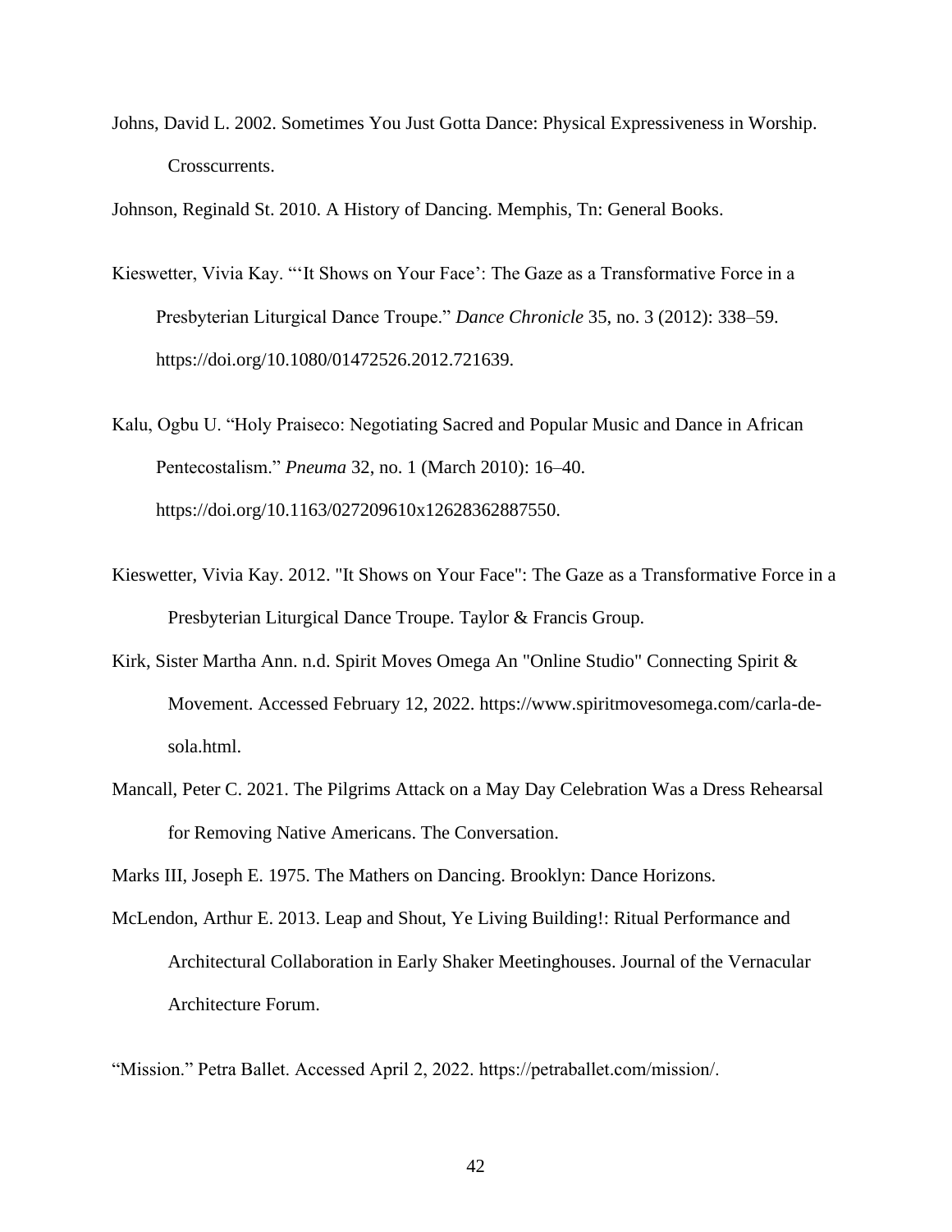Johns, David L. 2002. Sometimes You Just Gotta Dance: Physical Expressiveness in Worship. Crosscurrents.

Johnson, Reginald St. 2010. A History of Dancing. Memphis, Tn: General Books.

Kieswetter, Vivia Kay. "'It Shows on Your Face': The Gaze as a Transformative Force in a Presbyterian Liturgical Dance Troupe." *Dance Chronicle* 35, no. 3 (2012): 338–59. https://doi.org/10.1080/01472526.2012.721639.

Kalu, Ogbu U. "Holy Praiseco: Negotiating Sacred and Popular Music and Dance in African Pentecostalism." *Pneuma* 32, no. 1 (March 2010): 16–40. https://doi.org/10.1163/027209610x12628362887550.

Kieswetter, Vivia Kay. 2012. "It Shows on Your Face": The Gaze as a Transformative Force in a Presbyterian Liturgical Dance Troupe. Taylor & Francis Group.

Kirk, Sister Martha Ann. n.d. Spirit Moves Omega An "Online Studio" Connecting Spirit & Movement. Accessed February 12, 2022. https://www.spiritmovesomega.com/carla-de-sola.html.

Mancall, Peter C. 2021. The Pilgrims Attack on a May Day Celebration Was a Dress Rehearsal for Removing Native Americans. The Conversation.

Marks III, Joseph E. 1975. The Mathers on Dancing. Brooklyn: Dance Horizons.

McLendon, Arthur E. 2013. Leap and Shout, Ye Living Building!: Ritual Performance and Architectural Collaboration in Early Shaker Meetinghouses. Journal of the Vernacular Architecture Forum.

"Mission." Petra Ballet. Accessed April 2, 2022. https://petraballet.com/mission/.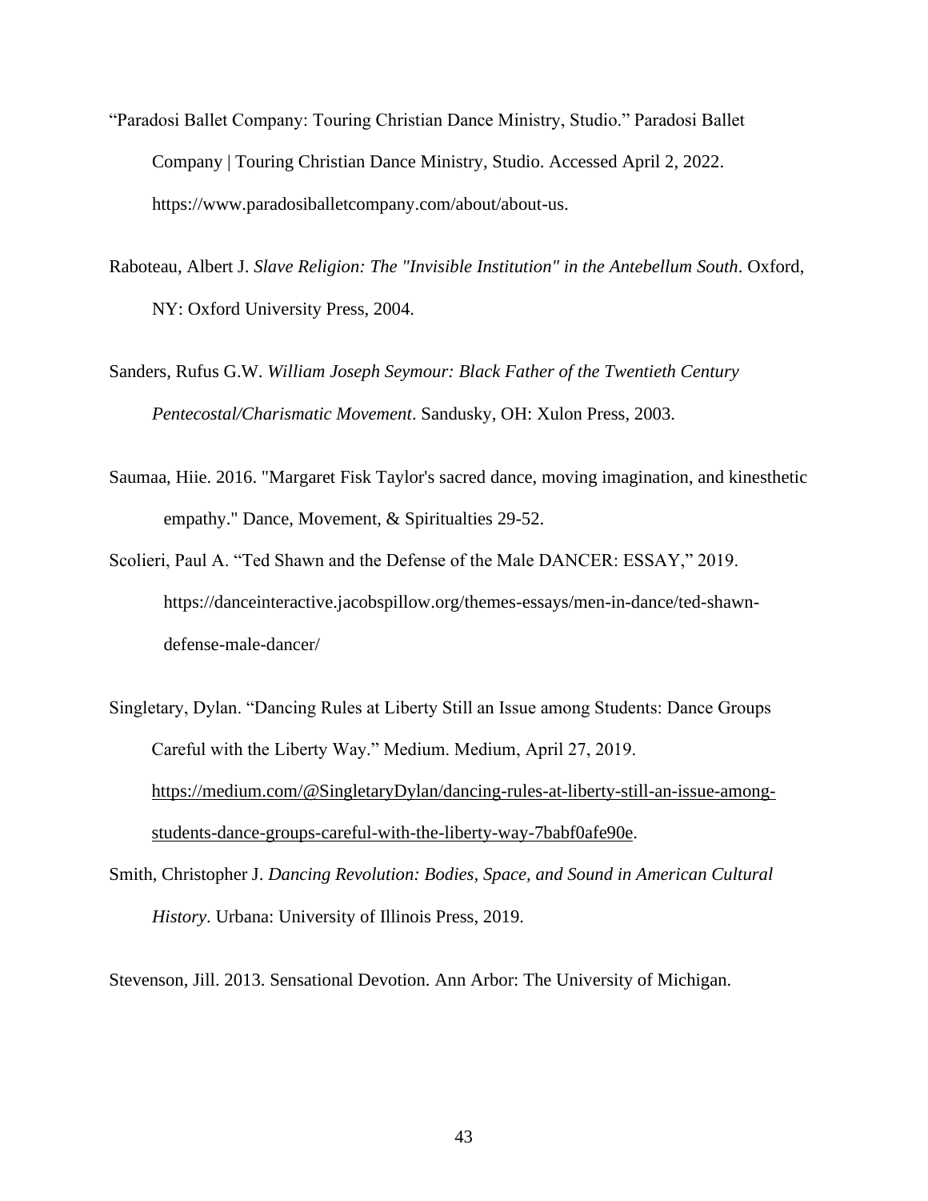"Paradosi Ballet Company: Touring Christian Dance Ministry, Studio." Paradosi Ballet Company | Touring Christian Dance Ministry, Studio. Accessed April 2, 2022. https://www.paradosiballetcompany.com/about/about-us.

Raboteau, Albert J. *Slave Religion: The "Invisible Institution" in the Antebellum South*. Oxford, NY: Oxford University Press, 2004.

Sanders, Rufus G.W. *William Joseph Seymour: Black Father of the Twentieth Century Pentecostal/Charismatic Movement*. Sandusky, OH: Xulon Press, 2003.

Saumaa, Hiie. 2016. "Margaret Fisk Taylor's sacred dance, moving imagination, and kinesthetic empathy." Dance, Movement, & Spiritualties 29-52.

Scolieri, Paul A. "Ted Shawn and the Defense of the Male DANCER: ESSAY," 2019. https://danceinteractive.jacobspillow.org/themes-essays/men-in-dance/ted-shawn-defense-male-dancer/

Singletary, Dylan. "Dancing Rules at Liberty Still an Issue among Students: Dance Groups Careful with the Liberty Way." Medium. Medium, April 27, 2019. https://medium.com/@SingletaryDylan/dancing-rules-at-liberty-still-an-issue-among-students-dance-groups-careful-with-the-liberty-way-7babf0afe90e.

Smith, Christopher J. *Dancing Revolution: Bodies, Space, and Sound in American Cultural History*. Urbana: University of Illinois Press, 2019.

Stevenson, Jill. 2013. Sensational Devotion. Ann Arbor: The University of Michigan.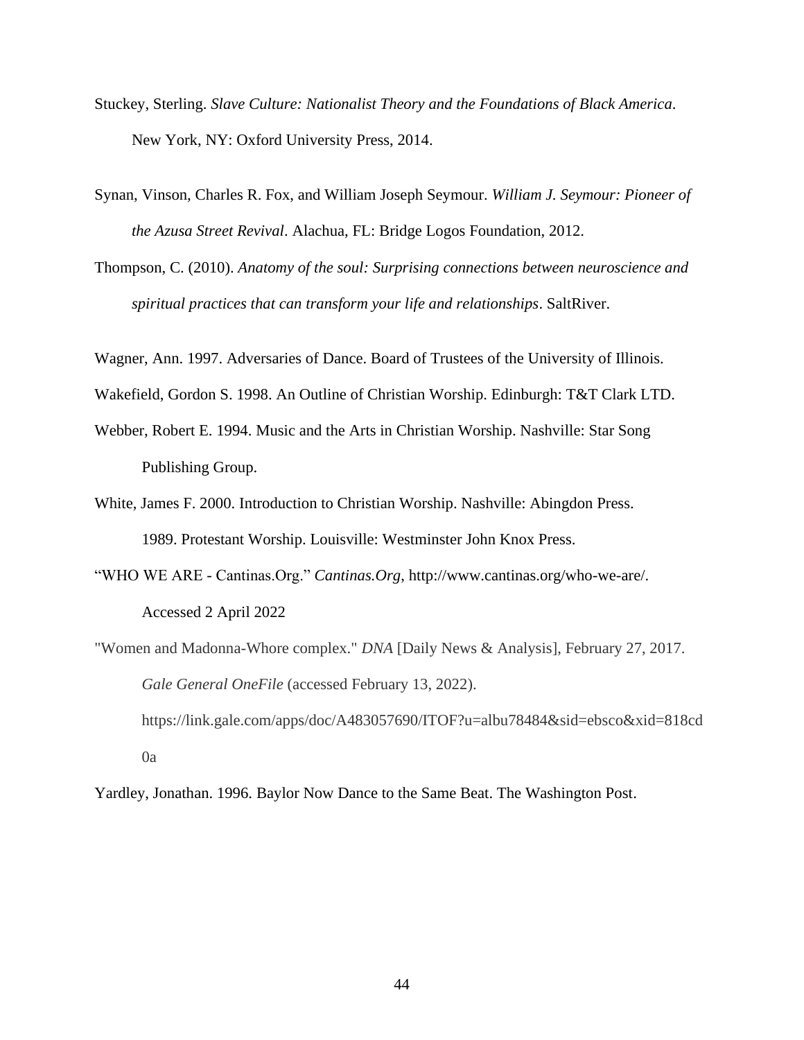Stuckey, Sterling. *Slave Culture: Nationalist Theory and the Foundations of Black America*. New York, NY: Oxford University Press, 2014.

Synan, Vinson, Charles R. Fox, and William Joseph Seymour. *William J. Seymour: Pioneer of the Azusa Street Revival*. Alachua, FL: Bridge Logos Foundation, 2012.

Thompson, C. (2010). *Anatomy of the soul: Surprising connections between neuroscience and spiritual practices that can transform your life and relationships*. SaltRiver.

Wagner, Ann. 1997. Adversaries of Dance. Board of Trustees of the University of Illinois.

Wakefield, Gordon S. 1998. An Outline of Christian Worship. Edinburgh: T&T Clark LTD.

Webber, Robert E. 1994. Music and the Arts in Christian Worship. Nashville: Star Song Publishing Group.

White, James F. 2000. Introduction to Christian Worship. Nashville: Abingdon Press.

1989. Protestant Worship. Louisville: Westminster John Knox Press.

"WHO WE ARE - Cantinas.Org." *Cantinas.Org*, http://www.cantinas.org/who-we-are/. Accessed 2 April 2022

"Women and Madonna-Whore complex." *DNA* [Daily News & Analysis], February 27, 2017. *Gale General OneFile* (accessed February 13, 2022). https://link.gale.com/apps/doc/A483057690/ITOF?u=albu78484&sid=ebsco&xid=818cd0a

Yardley, Jonathan. 1996. Baylor Now Dance to the Same Beat. The Washington Post.